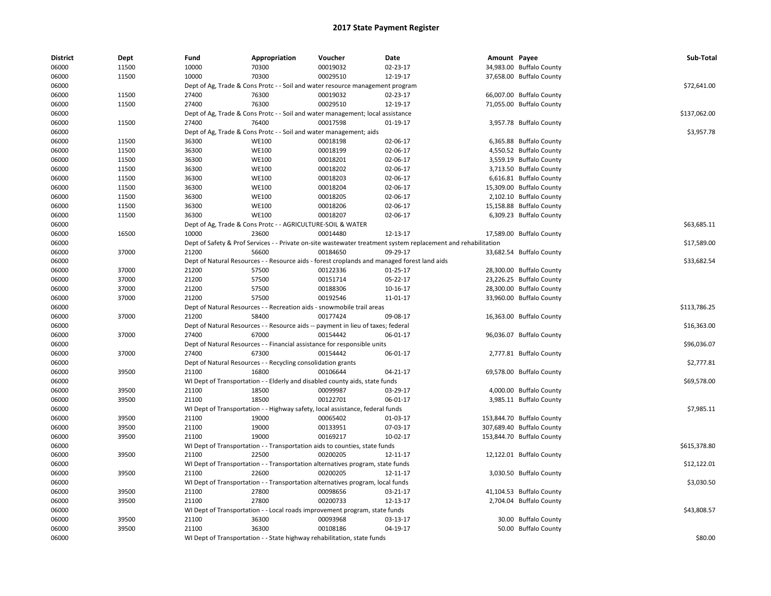# 2017 State Payment Register

| District | Dept | Fund | Appropriation | Voucher | Date | Amount | Payee | Sub-Total |
|---|---|---|---|---|---|---|---|---|
| 06000 | 11500 | 10000 | 70300 | 00019032 | 02-23-17 | 34,983.00 | Buffalo County | |
| 06000 | 11500 | 10000 | 70300 | 00029510 | 12-19-17 | 37,658.00 | Buffalo County | |
| 06000 | | Dept of Ag, Trade & Cons Protc - - Soil and water resource management program | | | | | | $72,641.00 |
| 06000 | 11500 | 27400 | 76300 | 00019032 | 02-23-17 | 66,007.00 | Buffalo County | |
| 06000 | 11500 | 27400 | 76300 | 00029510 | 12-19-17 | 71,055.00 | Buffalo County | |
| 06000 | | Dept of Ag, Trade & Cons Protc - - Soil and water management; local assistance | | | | | | $137,062.00 |
| 06000 | 11500 | 27400 | 76400 | 00017598 | 01-19-17 | 3,957.78 | Buffalo County | |
| 06000 | | Dept of Ag, Trade & Cons Protc - - Soil and water management; aids | | | | | | $3,957.78 |
| 06000 | 11500 | 36300 | WE100 | 00018198 | 02-06-17 | 6,365.88 | Buffalo County | |
| 06000 | 11500 | 36300 | WE100 | 00018199 | 02-06-17 | 4,550.52 | Buffalo County | |
| 06000 | 11500 | 36300 | WE100 | 00018201 | 02-06-17 | 3,559.19 | Buffalo County | |
| 06000 | 11500 | 36300 | WE100 | 00018202 | 02-06-17 | 3,713.50 | Buffalo County | |
| 06000 | 11500 | 36300 | WE100 | 00018203 | 02-06-17 | 6,616.81 | Buffalo County | |
| 06000 | 11500 | 36300 | WE100 | 00018204 | 02-06-17 | 15,309.00 | Buffalo County | |
| 06000 | 11500 | 36300 | WE100 | 00018205 | 02-06-17 | 2,102.10 | Buffalo County | |
| 06000 | 11500 | 36300 | WE100 | 00018206 | 02-06-17 | 15,158.88 | Buffalo County | |
| 06000 | 11500 | 36300 | WE100 | 00018207 | 02-06-17 | 6,309.23 | Buffalo County | |
| 06000 | | Dept of Ag, Trade & Cons Protc - - AGRICULTURE-SOIL & WATER | | | | | | $63,685.11 |
| 06000 | 16500 | 10000 | 23600 | 00014480 | 12-13-17 | 17,589.00 | Buffalo County | |
| 06000 | | Dept of Safety & Prof Services - - Private on-site wastewater treatment system replacement and rehabilitation | | | | | | $17,589.00 |
| 06000 | 37000 | 21200 | 56600 | 00184650 | 09-29-17 | 33,682.54 | Buffalo County | |
| 06000 | | Dept of Natural Resources - - Resource aids - forest croplands and managed forest land aids | | | | | | $33,682.54 |
| 06000 | 37000 | 21200 | 57500 | 00122336 | 01-25-17 | 28,300.00 | Buffalo County | |
| 06000 | 37000 | 21200 | 57500 | 00151714 | 05-22-17 | 23,226.25 | Buffalo County | |
| 06000 | 37000 | 21200 | 57500 | 00188306 | 10-16-17 | 28,300.00 | Buffalo County | |
| 06000 | 37000 | 21200 | 57500 | 00192546 | 11-01-17 | 33,960.00 | Buffalo County | |
| 06000 | | Dept of Natural Resources - - Recreation aids - snowmobile trail areas | | | | | | $113,786.25 |
| 06000 | 37000 | 21200 | 58400 | 00177424 | 09-08-17 | 16,363.00 | Buffalo County | |
| 06000 | | Dept of Natural Resources - - Resource aids -- payment in lieu of taxes; federal | | | | | | $16,363.00 |
| 06000 | 37000 | 27400 | 67000 | 00154442 | 06-01-17 | 96,036.07 | Buffalo County | |
| 06000 | | Dept of Natural Resources - - Financial assistance for responsible units | | | | | | $96,036.07 |
| 06000 | 37000 | 27400 | 67300 | 00154442 | 06-01-17 | 2,777.81 | Buffalo County | |
| 06000 | | Dept of Natural Resources - - Recycling consolidation grants | | | | | | $2,777.81 |
| 06000 | 39500 | 21100 | 16800 | 00106644 | 04-21-17 | 69,578.00 | Buffalo County | |
| 06000 | | WI Dept of Transportation - - Elderly and disabled county aids, state funds | | | | | | $69,578.00 |
| 06000 | 39500 | 21100 | 18500 | 00099987 | 03-29-17 | 4,000.00 | Buffalo County | |
| 06000 | 39500 | 21100 | 18500 | 00122701 | 06-01-17 | 3,985.11 | Buffalo County | |
| 06000 | | WI Dept of Transportation - - Highway safety, local assistance, federal funds | | | | | | $7,985.11 |
| 06000 | 39500 | 21100 | 19000 | 00065402 | 01-03-17 | 153,844.70 | Buffalo County | |
| 06000 | 39500 | 21100 | 19000 | 00133951 | 07-03-17 | 307,689.40 | Buffalo County | |
| 06000 | 39500 | 21100 | 19000 | 00169217 | 10-02-17 | 153,844.70 | Buffalo County | |
| 06000 | | WI Dept of Transportation - - Transportation aids to counties, state funds | | | | | | $615,378.80 |
| 06000 | 39500 | 21100 | 22500 | 00200205 | 12-11-17 | 12,122.01 | Buffalo County | |
| 06000 | | WI Dept of Transportation - - Transportation alternatives program, state funds | | | | | | $12,122.01 |
| 06000 | 39500 | 21100 | 22600 | 00200205 | 12-11-17 | 3,030.50 | Buffalo County | |
| 06000 | | WI Dept of Transportation - - Transportation alternatives program, local funds | | | | | | $3,030.50 |
| 06000 | 39500 | 21100 | 27800 | 00098656 | 03-21-17 | 41,104.53 | Buffalo County | |
| 06000 | 39500 | 21100 | 27800 | 00200733 | 12-13-17 | 2,704.04 | Buffalo County | |
| 06000 | | WI Dept of Transportation - - Local roads improvement program, state funds | | | | | | $43,808.57 |
| 06000 | 39500 | 21100 | 36300 | 00093968 | 03-13-17 | 30.00 | Buffalo County | |
| 06000 | 39500 | 21100 | 36300 | 00108186 | 04-19-17 | 50.00 | Buffalo County | |
| 06000 | | WI Dept of Transportation - - State highway rehabilitation, state funds | | | | | | $80.00 |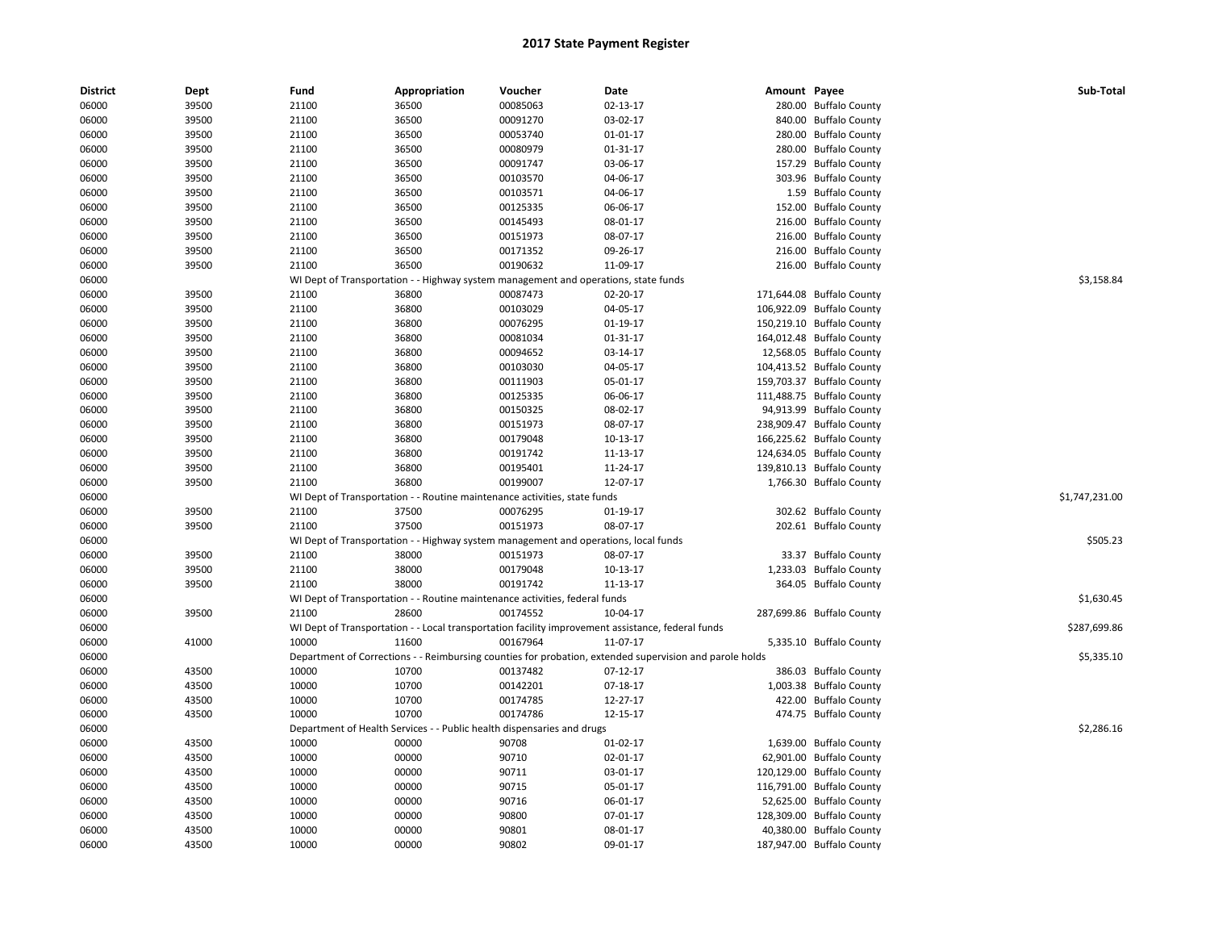# 2017 State Payment Register

| District | Dept | Fund | Appropriation | Voucher | Date | Amount | Payee | Sub-Total |
|---|---|---|---|---|---|---|---|---|
| 06000 | 39500 | 21100 | 36500 | 00085063 | 02-13-17 | 280.00 | Buffalo County | |
| 06000 | 39500 | 21100 | 36500 | 00091270 | 03-02-17 | 840.00 | Buffalo County | |
| 06000 | 39500 | 21100 | 36500 | 00053740 | 01-01-17 | 280.00 | Buffalo County | |
| 06000 | 39500 | 21100 | 36500 | 00080979 | 01-31-17 | 280.00 | Buffalo County | |
| 06000 | 39500 | 21100 | 36500 | 00091747 | 03-06-17 | 157.29 | Buffalo County | |
| 06000 | 39500 | 21100 | 36500 | 00103570 | 04-06-17 | 303.96 | Buffalo County | |
| 06000 | 39500 | 21100 | 36500 | 00103571 | 04-06-17 | 1.59 | Buffalo County | |
| 06000 | 39500 | 21100 | 36500 | 00125335 | 06-06-17 | 152.00 | Buffalo County | |
| 06000 | 39500 | 21100 | 36500 | 00145493 | 08-01-17 | 216.00 | Buffalo County | |
| 06000 | 39500 | 21100 | 36500 | 00151973 | 08-07-17 | 216.00 | Buffalo County | |
| 06000 | 39500 | 21100 | 36500 | 00171352 | 09-26-17 | 216.00 | Buffalo County | |
| 06000 | 39500 | 21100 | 36500 | 00190632 | 11-09-17 | 216.00 | Buffalo County | |
| 06000 | | WI Dept of Transportation - - Highway system management and operations, state funds | | | | | | $3,158.84 |
| 06000 | 39500 | 21100 | 36800 | 00087473 | 02-20-17 | 171,644.08 | Buffalo County | |
| 06000 | 39500 | 21100 | 36800 | 00103029 | 04-05-17 | 106,922.09 | Buffalo County | |
| 06000 | 39500 | 21100 | 36800 | 00076295 | 01-19-17 | 150,219.10 | Buffalo County | |
| 06000 | 39500 | 21100 | 36800 | 00081034 | 01-31-17 | 164,012.48 | Buffalo County | |
| 06000 | 39500 | 21100 | 36800 | 00094652 | 03-14-17 | 12,568.05 | Buffalo County | |
| 06000 | 39500 | 21100 | 36800 | 00103030 | 04-05-17 | 104,413.52 | Buffalo County | |
| 06000 | 39500 | 21100 | 36800 | 00111903 | 05-01-17 | 159,703.37 | Buffalo County | |
| 06000 | 39500 | 21100 | 36800 | 00125335 | 06-06-17 | 111,488.75 | Buffalo County | |
| 06000 | 39500 | 21100 | 36800 | 00150325 | 08-02-17 | 94,913.99 | Buffalo County | |
| 06000 | 39500 | 21100 | 36800 | 00151973 | 08-07-17 | 238,909.47 | Buffalo County | |
| 06000 | 39500 | 21100 | 36800 | 00179048 | 10-13-17 | 166,225.62 | Buffalo County | |
| 06000 | 39500 | 21100 | 36800 | 00191742 | 11-13-17 | 124,634.05 | Buffalo County | |
| 06000 | 39500 | 21100 | 36800 | 00195401 | 11-24-17 | 139,810.13 | Buffalo County | |
| 06000 | 39500 | 21100 | 36800 | 00199007 | 12-07-17 | 1,766.30 | Buffalo County | |
| 06000 | | WI Dept of Transportation - - Routine maintenance activities, state funds | | | | | | $1,747,231.00 |
| 06000 | 39500 | 21100 | 37500 | 00076295 | 01-19-17 | 302.62 | Buffalo County | |
| 06000 | 39500 | 21100 | 37500 | 00151973 | 08-07-17 | 202.61 | Buffalo County | |
| 06000 | | WI Dept of Transportation - - Highway system management and operations, local funds | | | | | | $505.23 |
| 06000 | 39500 | 21100 | 38000 | 00151973 | 08-07-17 | 33.37 | Buffalo County | |
| 06000 | 39500 | 21100 | 38000 | 00179048 | 10-13-17 | 1,233.03 | Buffalo County | |
| 06000 | 39500 | 21100 | 38000 | 00191742 | 11-13-17 | 364.05 | Buffalo County | |
| 06000 | | WI Dept of Transportation - - Routine maintenance activities, federal funds | | | | | | $1,630.45 |
| 06000 | 39500 | 21100 | 28600 | 00174552 | 10-04-17 | 287,699.86 | Buffalo County | |
| 06000 | | WI Dept of Transportation - - Local transportation facility improvement assistance, federal funds | | | | | | $287,699.86 |
| 06000 | 41000 | 10000 | 11600 | 00167964 | 11-07-17 | 5,335.10 | Buffalo County | |
| 06000 | | Department of Corrections - - Reimbursing counties for probation, extended supervision and parole holds | | | | | | $5,335.10 |
| 06000 | 43500 | 10000 | 10700 | 00137482 | 07-12-17 | 386.03 | Buffalo County | |
| 06000 | 43500 | 10000 | 10700 | 00142201 | 07-18-17 | 1,003.38 | Buffalo County | |
| 06000 | 43500 | 10000 | 10700 | 00174785 | 12-27-17 | 422.00 | Buffalo County | |
| 06000 | 43500 | 10000 | 10700 | 00174786 | 12-15-17 | 474.75 | Buffalo County | |
| 06000 | | Department of Health Services - - Public health dispensaries and drugs | | | | | | $2,286.16 |
| 06000 | 43500 | 10000 | 00000 | 90708 | 01-02-17 | 1,639.00 | Buffalo County | |
| 06000 | 43500 | 10000 | 00000 | 90710 | 02-01-17 | 62,901.00 | Buffalo County | |
| 06000 | 43500 | 10000 | 00000 | 90711 | 03-01-17 | 120,129.00 | Buffalo County | |
| 06000 | 43500 | 10000 | 00000 | 90715 | 05-01-17 | 116,791.00 | Buffalo County | |
| 06000 | 43500 | 10000 | 00000 | 90716 | 06-01-17 | 52,625.00 | Buffalo County | |
| 06000 | 43500 | 10000 | 00000 | 90800 | 07-01-17 | 128,309.00 | Buffalo County | |
| 06000 | 43500 | 10000 | 00000 | 90801 | 08-01-17 | 40,380.00 | Buffalo County | |
| 06000 | 43500 | 10000 | 00000 | 90802 | 09-01-17 | 187,947.00 | Buffalo County | |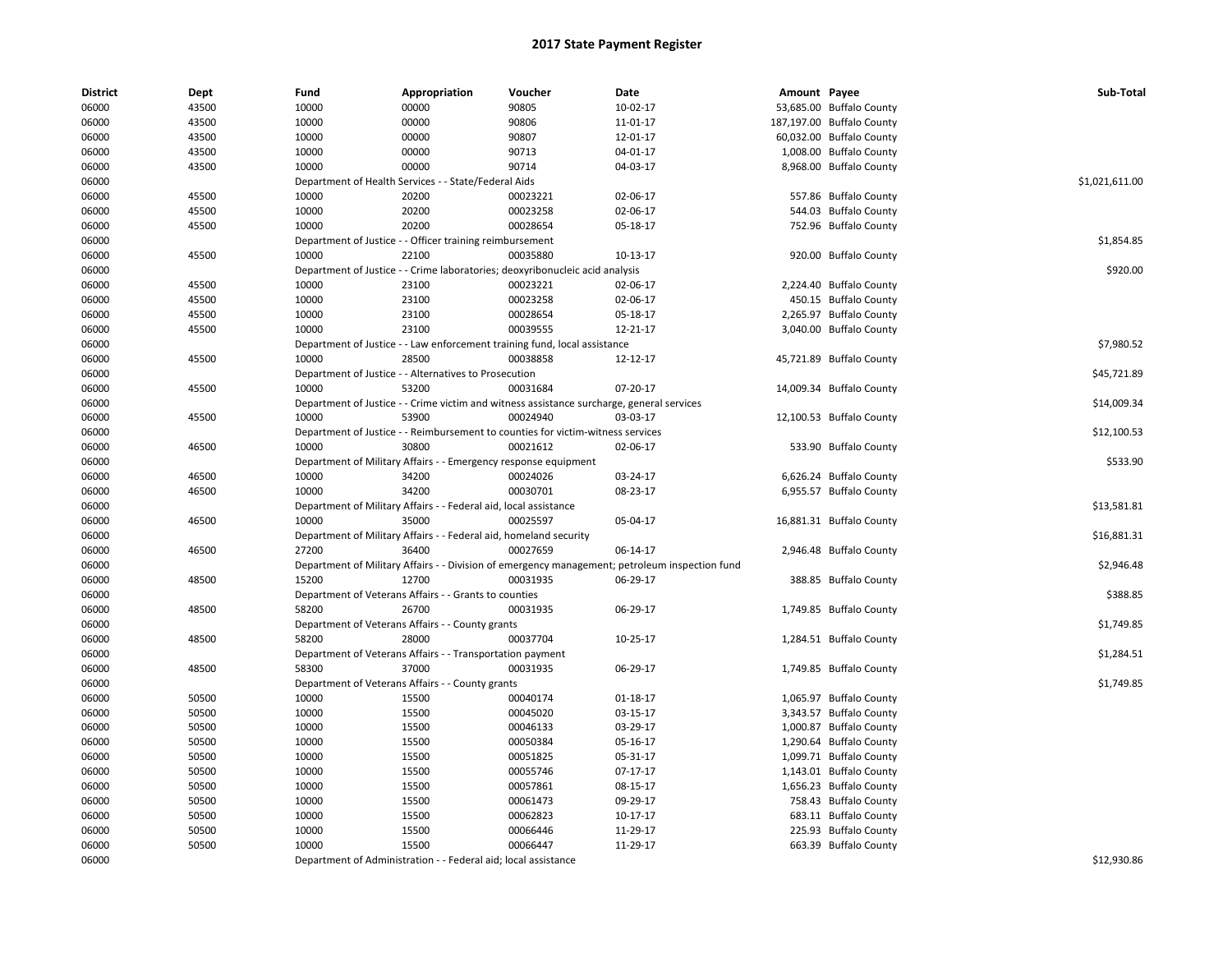# 2017 State Payment Register

| District | Dept | Fund | Appropriation | Voucher | Date | Amount | Payee | Sub-Total |
|---|---|---|---|---|---|---|---|---|
| 06000 | 43500 | 10000 | 00000 | 90805 | 10-02-17 | 53,685.00 | Buffalo County | |
| 06000 | 43500 | 10000 | 00000 | 90806 | 11-01-17 | 187,197.00 | Buffalo County | |
| 06000 | 43500 | 10000 | 00000 | 90807 | 12-01-17 | 60,032.00 | Buffalo County | |
| 06000 | 43500 | 10000 | 00000 | 90713 | 04-01-17 | 1,008.00 | Buffalo County | |
| 06000 | 43500 | 10000 | 00000 | 90714 | 04-03-17 | 8,968.00 | Buffalo County | |
| 06000 | | Department of Health Services - - State/Federal Aids | | | | | | $1,021,611.00 |
| 06000 | 45500 | 10000 | 20200 | 00023221 | 02-06-17 | 557.86 | Buffalo County | |
| 06000 | 45500 | 10000 | 20200 | 00023258 | 02-06-17 | 544.03 | Buffalo County | |
| 06000 | 45500 | 10000 | 20200 | 00028654 | 05-18-17 | 752.96 | Buffalo County | |
| 06000 | | Department of Justice - - Officer training reimbursement | | | | | | $1,854.85 |
| 06000 | 45500 | 10000 | 22100 | 00035880 | 10-13-17 | 920.00 | Buffalo County | |
| 06000 | | Department of Justice - - Crime laboratories; deoxyribonucleic acid analysis | | | | | | $920.00 |
| 06000 | 45500 | 10000 | 23100 | 00023221 | 02-06-17 | 2,224.40 | Buffalo County | |
| 06000 | 45500 | 10000 | 23100 | 00023258 | 02-06-17 | 450.15 | Buffalo County | |
| 06000 | 45500 | 10000 | 23100 | 00028654 | 05-18-17 | 2,265.97 | Buffalo County | |
| 06000 | 45500 | 10000 | 23100 | 00039555 | 12-21-17 | 3,040.00 | Buffalo County | |
| 06000 | | Department of Justice - - Law enforcement training fund, local assistance | | | | | | $7,980.52 |
| 06000 | 45500 | 10000 | 28500 | 00038858 | 12-12-17 | 45,721.89 | Buffalo County | |
| 06000 | | Department of Justice - - Alternatives to Prosecution | | | | | | $45,721.89 |
| 06000 | 45500 | 10000 | 53200 | 00031684 | 07-20-17 | 14,009.34 | Buffalo County | |
| 06000 | | Department of Justice - - Crime victim and witness assistance surcharge, general services | | | | | | $14,009.34 |
| 06000 | 45500 | 10000 | 53900 | 00024940 | 03-03-17 | 12,100.53 | Buffalo County | |
| 06000 | | Department of Justice - - Reimbursement to counties for victim-witness services | | | | | | $12,100.53 |
| 06000 | 46500 | 10000 | 30800 | 00021612 | 02-06-17 | 533.90 | Buffalo County | |
| 06000 | | Department of Military Affairs - - Emergency response equipment | | | | | | $533.90 |
| 06000 | 46500 | 10000 | 34200 | 00024026 | 03-24-17 | 6,626.24 | Buffalo County | |
| 06000 | 46500 | 10000 | 34200 | 00030701 | 08-23-17 | 6,955.57 | Buffalo County | |
| 06000 | | Department of Military Affairs - - Federal aid, local assistance | | | | | | $13,581.81 |
| 06000 | 46500 | 10000 | 35000 | 00025597 | 05-04-17 | 16,881.31 | Buffalo County | |
| 06000 | | Department of Military Affairs - - Federal aid, homeland security | | | | | | $16,881.31 |
| 06000 | 46500 | 27200 | 36400 | 00027659 | 06-14-17 | 2,946.48 | Buffalo County | |
| 06000 | | Department of Military Affairs - - Division of emergency management; petroleum inspection fund | | | | | | $2,946.48 |
| 06000 | 48500 | 15200 | 12700 | 00031935 | 06-29-17 | 388.85 | Buffalo County | |
| 06000 | | Department of Veterans Affairs - - Grants to counties | | | | | | $388.85 |
| 06000 | 48500 | 58200 | 26700 | 00031935 | 06-29-17 | 1,749.85 | Buffalo County | |
| 06000 | | Department of Veterans Affairs - - County grants | | | | | | $1,749.85 |
| 06000 | 48500 | 58200 | 28000 | 00037704 | 10-25-17 | 1,284.51 | Buffalo County | |
| 06000 | | Department of Veterans Affairs - - Transportation payment | | | | | | $1,284.51 |
| 06000 | 48500 | 58300 | 37000 | 00031935 | 06-29-17 | 1,749.85 | Buffalo County | |
| 06000 | | Department of Veterans Affairs - - County grants | | | | | | $1,749.85 |
| 06000 | 50500 | 10000 | 15500 | 00040174 | 01-18-17 | 1,065.97 | Buffalo County | |
| 06000 | 50500 | 10000 | 15500 | 00045020 | 03-15-17 | 3,343.57 | Buffalo County | |
| 06000 | 50500 | 10000 | 15500 | 00046133 | 03-29-17 | 1,000.87 | Buffalo County | |
| 06000 | 50500 | 10000 | 15500 | 00050384 | 05-16-17 | 1,290.64 | Buffalo County | |
| 06000 | 50500 | 10000 | 15500 | 00051825 | 05-31-17 | 1,099.71 | Buffalo County | |
| 06000 | 50500 | 10000 | 15500 | 00055746 | 07-17-17 | 1,143.01 | Buffalo County | |
| 06000 | 50500 | 10000 | 15500 | 00057861 | 08-15-17 | 1,656.23 | Buffalo County | |
| 06000 | 50500 | 10000 | 15500 | 00061473 | 09-29-17 | 758.43 | Buffalo County | |
| 06000 | 50500 | 10000 | 15500 | 00062823 | 10-17-17 | 683.11 | Buffalo County | |
| 06000 | 50500 | 10000 | 15500 | 00066446 | 11-29-17 | 225.93 | Buffalo County | |
| 06000 | 50500 | 10000 | 15500 | 00066447 | 11-29-17 | 663.39 | Buffalo County | |
| 06000 | | Department of Administration - - Federal aid; local assistance | | | | | | $12,930.86 |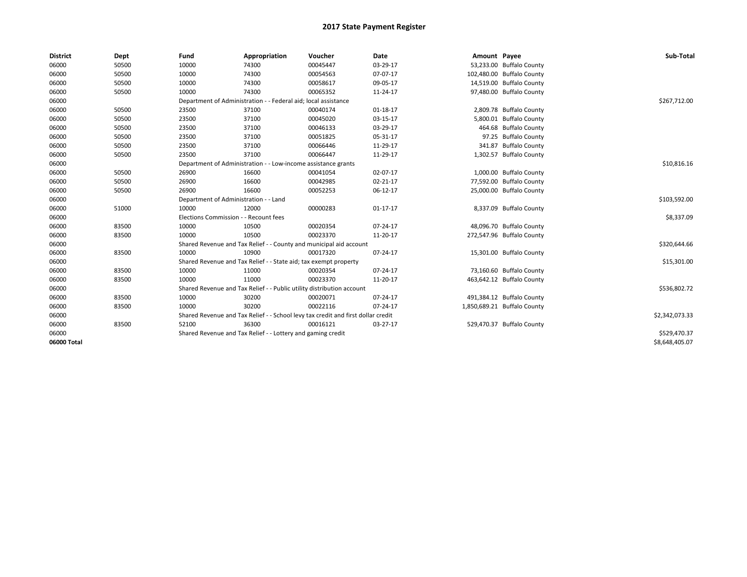# 2017 State Payment Register

| District | Dept | Fund | Appropriation | Voucher | Date | Amount | Payee | Sub-Total |
|---|---|---|---|---|---|---|---|---|
| 06000 | 50500 | 10000 | 74300 | 00045447 | 03-29-17 | 53,233.00 | Buffalo County | |
| 06000 | 50500 | 10000 | 74300 | 00054563 | 07-07-17 | 102,480.00 | Buffalo County | |
| 06000 | 50500 | 10000 | 74300 | 00058617 | 09-05-17 | 14,519.00 | Buffalo County | |
| 06000 | 50500 | 10000 | 74300 | 00065352 | 11-24-17 | 97,480.00 | Buffalo County | |
| 06000 | | Department of Administration - - Federal aid; local assistance | | | | | | $267,712.00 |
| 06000 | 50500 | 23500 | 37100 | 00040174 | 01-18-17 | 2,809.78 | Buffalo County | |
| 06000 | 50500 | 23500 | 37100 | 00045020 | 03-15-17 | 5,800.01 | Buffalo County | |
| 06000 | 50500 | 23500 | 37100 | 00046133 | 03-29-17 | 464.68 | Buffalo County | |
| 06000 | 50500 | 23500 | 37100 | 00051825 | 05-31-17 | 97.25 | Buffalo County | |
| 06000 | 50500 | 23500 | 37100 | 00066446 | 11-29-17 | 341.87 | Buffalo County | |
| 06000 | 50500 | 23500 | 37100 | 00066447 | 11-29-17 | 1,302.57 | Buffalo County | |
| 06000 | | Department of Administration - - Low-income assistance grants | | | | | | $10,816.16 |
| 06000 | 50500 | 26900 | 16600 | 00041054 | 02-07-17 | 1,000.00 | Buffalo County | |
| 06000 | 50500 | 26900 | 16600 | 00042985 | 02-21-17 | 77,592.00 | Buffalo County | |
| 06000 | 50500 | 26900 | 16600 | 00052253 | 06-12-17 | 25,000.00 | Buffalo County | |
| 06000 | | Department of Administration - - Land | | | | | | $103,592.00 |
| 06000 | 51000 | 10000 | 12000 | 00000283 | 01-17-17 | 8,337.09 | Buffalo County | |
| 06000 | | Elections Commission - - Recount fees | | | | | | $8,337.09 |
| 06000 | 83500 | 10000 | 10500 | 00020354 | 07-24-17 | 48,096.70 | Buffalo County | |
| 06000 | 83500 | 10000 | 10500 | 00023370 | 11-20-17 | 272,547.96 | Buffalo County | |
| 06000 | | Shared Revenue and Tax Relief - - County and municipal aid account | | | | | | $320,644.66 |
| 06000 | 83500 | 10000 | 10900 | 00017320 | 07-24-17 | 15,301.00 | Buffalo County | |
| 06000 | | Shared Revenue and Tax Relief - - State aid; tax exempt property | | | | | | $15,301.00 |
| 06000 | 83500 | 10000 | 11000 | 00020354 | 07-24-17 | 73,160.60 | Buffalo County | |
| 06000 | 83500 | 10000 | 11000 | 00023370 | 11-20-17 | 463,642.12 | Buffalo County | |
| 06000 | | Shared Revenue and Tax Relief - - Public utility distribution account | | | | | | $536,802.72 |
| 06000 | 83500 | 10000 | 30200 | 00020071 | 07-24-17 | 491,384.12 | Buffalo County | |
| 06000 | 83500 | 10000 | 30200 | 00022116 | 07-24-17 | 1,850,689.21 | Buffalo County | |
| 06000 | | Shared Revenue and Tax Relief - - School levy tax credit and first dollar credit | | | | | | $2,342,073.33 |
| 06000 | 83500 | 52100 | 36300 | 00016121 | 03-27-17 | 529,470.37 | Buffalo County | |
| 06000 | | Shared Revenue and Tax Relief - - Lottery and gaming credit | | | | | | $529,470.37 |
| 06000 Total | | | | | | | | $8,648,405.07 |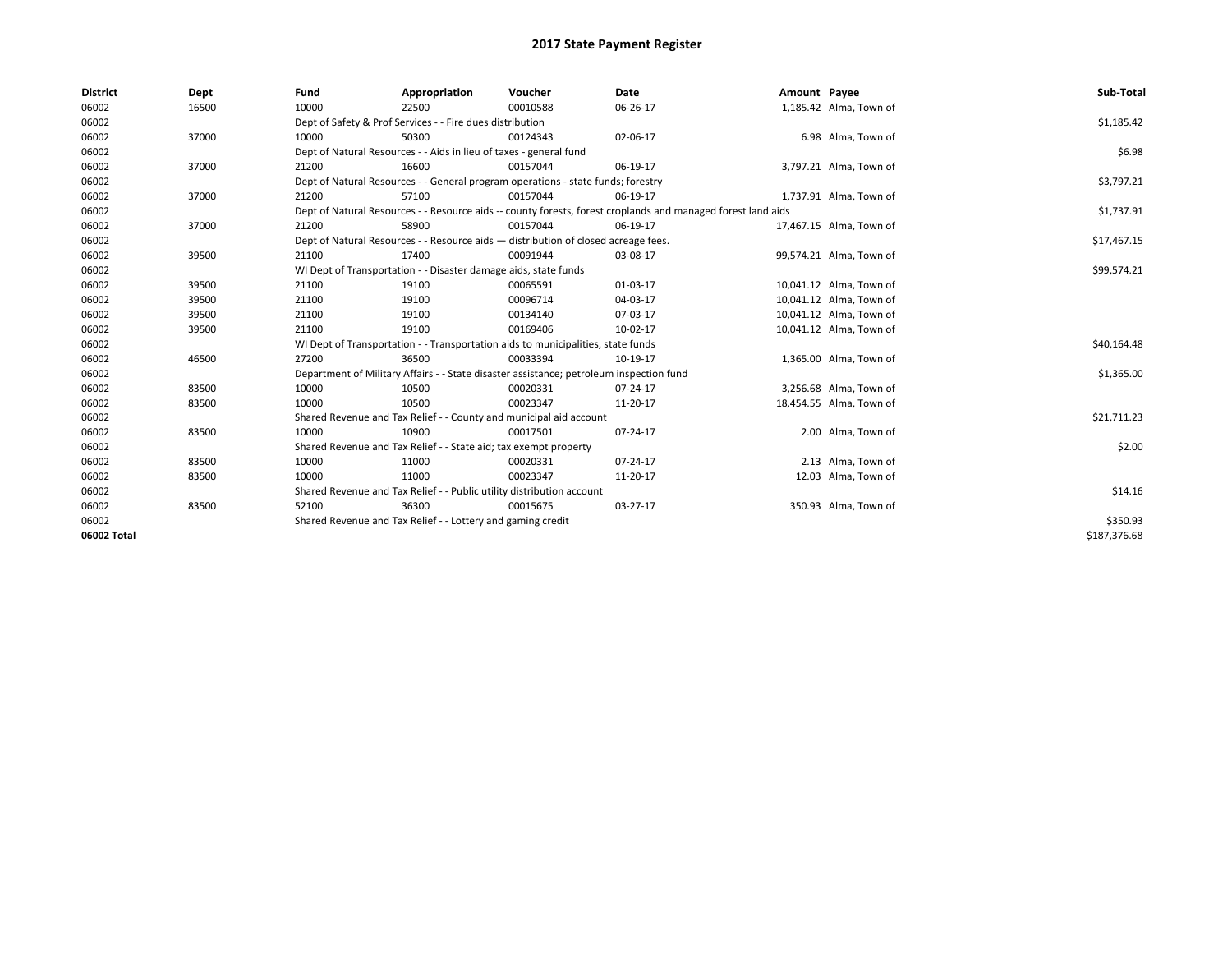# 2017 State Payment Register

| District | Dept | Fund | Appropriation | Voucher | Date | Amount | Payee | Sub-Total |
|---|---|---|---|---|---|---|---|---|
| 06002 | 16500 | 10000 | 22500 | 00010588 | 06-26-17 | 1,185.42 | Alma, Town of | |
| 06002 | | Dept of Safety & Prof Services - - Fire dues distribution | | | | | | $1,185.42 |
| 06002 | 37000 | 10000 | 50300 | 00124343 | 02-06-17 | 6.98 | Alma, Town of | |
| 06002 | | Dept of Natural Resources - - Aids in lieu of taxes - general fund | | | | | | $6.98 |
| 06002 | 37000 | 21200 | 16600 | 00157044 | 06-19-17 | 3,797.21 | Alma, Town of | |
| 06002 | | Dept of Natural Resources - - General program operations - state funds; forestry | | | | | | $3,797.21 |
| 06002 | 37000 | 21200 | 57100 | 00157044 | 06-19-17 | 1,737.91 | Alma, Town of | |
| 06002 | | Dept of Natural Resources - - Resource aids -- county forests, forest croplands and managed forest land aids | | | | | | $1,737.91 |
| 06002 | 37000 | 21200 | 58900 | 00157044 | 06-19-17 | 17,467.15 | Alma, Town of | |
| 06002 | | Dept of Natural Resources - - Resource aids — distribution of closed acreage fees. | | | | | | $17,467.15 |
| 06002 | 39500 | 21100 | 17400 | 00091944 | 03-08-17 | 99,574.21 | Alma, Town of | |
| 06002 | | WI Dept of Transportation - - Disaster damage aids, state funds | | | | | | $99,574.21 |
| 06002 | 39500 | 21100 | 19100 | 00065591 | 01-03-17 | 10,041.12 | Alma, Town of | |
| 06002 | 39500 | 21100 | 19100 | 00096714 | 04-03-17 | 10,041.12 | Alma, Town of | |
| 06002 | 39500 | 21100 | 19100 | 00134140 | 07-03-17 | 10,041.12 | Alma, Town of | |
| 06002 | 39500 | 21100 | 19100 | 00169406 | 10-02-17 | 10,041.12 | Alma, Town of | |
| 06002 | | WI Dept of Transportation - - Transportation aids to municipalities, state funds | | | | | | $40,164.48 |
| 06002 | 46500 | 27200 | 36500 | 00033394 | 10-19-17 | 1,365.00 | Alma, Town of | |
| 06002 | | Department of Military Affairs - - State disaster assistance; petroleum inspection fund | | | | | | $1,365.00 |
| 06002 | 83500 | 10000 | 10500 | 00020331 | 07-24-17 | 3,256.68 | Alma, Town of | |
| 06002 | 83500 | 10000 | 10500 | 00023347 | 11-20-17 | 18,454.55 | Alma, Town of | |
| 06002 | | Shared Revenue and Tax Relief - - County and municipal aid account | | | | | | $21,711.23 |
| 06002 | 83500 | 10000 | 10900 | 00017501 | 07-24-17 | 2.00 | Alma, Town of | |
| 06002 | | Shared Revenue and Tax Relief - - State aid; tax exempt property | | | | | | $2.00 |
| 06002 | 83500 | 10000 | 11000 | 00020331 | 07-24-17 | 2.13 | Alma, Town of | |
| 06002 | 83500 | 10000 | 11000 | 00023347 | 11-20-17 | 12.03 | Alma, Town of | |
| 06002 | | Shared Revenue and Tax Relief - - Public utility distribution account | | | | | | $14.16 |
| 06002 | 83500 | 52100 | 36300 | 00015675 | 03-27-17 | 350.93 | Alma, Town of | |
| 06002 | | Shared Revenue and Tax Relief - - Lottery and gaming credit | | | | | | $350.93 |
| 06002 Total | | | | | | | | $187,376.68 |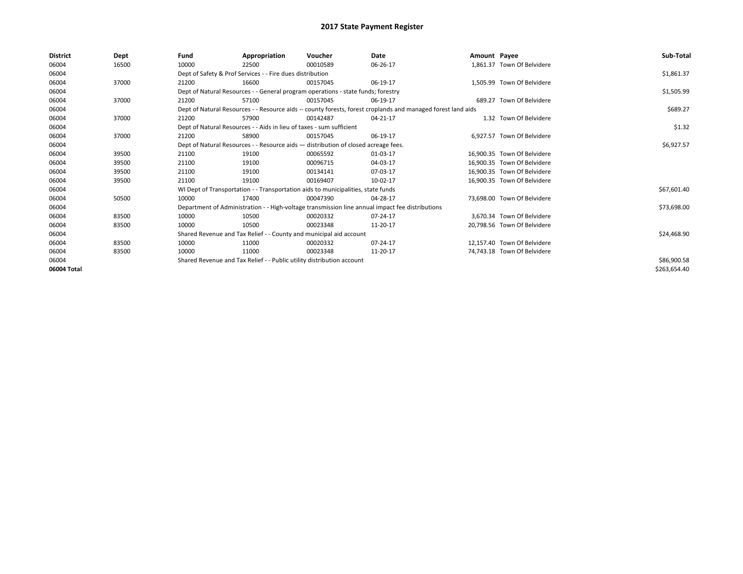# 2017 State Payment Register

| District | Dept | Fund | Appropriation | Voucher | Date | Amount | Payee | Sub-Total |
|---|---|---|---|---|---|---|---|---|
| 06004 | 16500 | 10000 | 22500 | 00010589 | 06-26-17 | 1,861.37 | Town Of Belvidere | |
| 06004 | | Dept of Safety & Prof Services - - Fire dues distribution | | | | | | $1,861.37 |
| 06004 | 37000 | 21200 | 16600 | 00157045 | 06-19-17 | 1,505.99 | Town Of Belvidere | |
| 06004 | | Dept of Natural Resources - - General program operations - state funds; forestry | | | | | | $1,505.99 |
| 06004 | 37000 | 21200 | 57100 | 00157045 | 06-19-17 | 689.27 | Town Of Belvidere | |
| 06004 | | Dept of Natural Resources - - Resource aids -- county forests, forest croplands and managed forest land aids | | | | | | $689.27 |
| 06004 | 37000 | 21200 | 57900 | 00142487 | 04-21-17 | 1.32 | Town Of Belvidere | |
| 06004 | | Dept of Natural Resources - - Aids in lieu of taxes - sum sufficient | | | | | | $1.32 |
| 06004 | 37000 | 21200 | 58900 | 00157045 | 06-19-17 | 6,927.57 | Town Of Belvidere | |
| 06004 | | Dept of Natural Resources - - Resource aids — distribution of closed acreage fees. | | | | | | $6,927.57 |
| 06004 | 39500 | 21100 | 19100 | 00065592 | 01-03-17 | 16,900.35 | Town Of Belvidere | |
| 06004 | 39500 | 21100 | 19100 | 00096715 | 04-03-17 | 16,900.35 | Town Of Belvidere | |
| 06004 | 39500 | 21100 | 19100 | 00134141 | 07-03-17 | 16,900.35 | Town Of Belvidere | |
| 06004 | 39500 | 21100 | 19100 | 00169407 | 10-02-17 | 16,900.35 | Town Of Belvidere | |
| 06004 | | WI Dept of Transportation - - Transportation aids to municipalities, state funds | | | | | | $67,601.40 |
| 06004 | 50500 | 10000 | 17400 | 00047390 | 04-28-17 | 73,698.00 | Town Of Belvidere | |
| 06004 | | Department of Administration - - High-voltage transmission line annual impact fee distributions | | | | | | $73,698.00 |
| 06004 | 83500 | 10000 | 10500 | 00020332 | 07-24-17 | 3,670.34 | Town Of Belvidere | |
| 06004 | 83500 | 10000 | 10500 | 00023348 | 11-20-17 | 20,798.56 | Town Of Belvidere | |
| 06004 | | Shared Revenue and Tax Relief - - County and municipal aid account | | | | | | $24,468.90 |
| 06004 | 83500 | 10000 | 11000 | 00020332 | 07-24-17 | 12,157.40 | Town Of Belvidere | |
| 06004 | 83500 | 10000 | 11000 | 00023348 | 11-20-17 | 74,743.18 | Town Of Belvidere | |
| 06004 | | Shared Revenue and Tax Relief - - Public utility distribution account | | | | | | $86,900.58 |
| **06004 Total** | | | | | | | | $263,654.40 |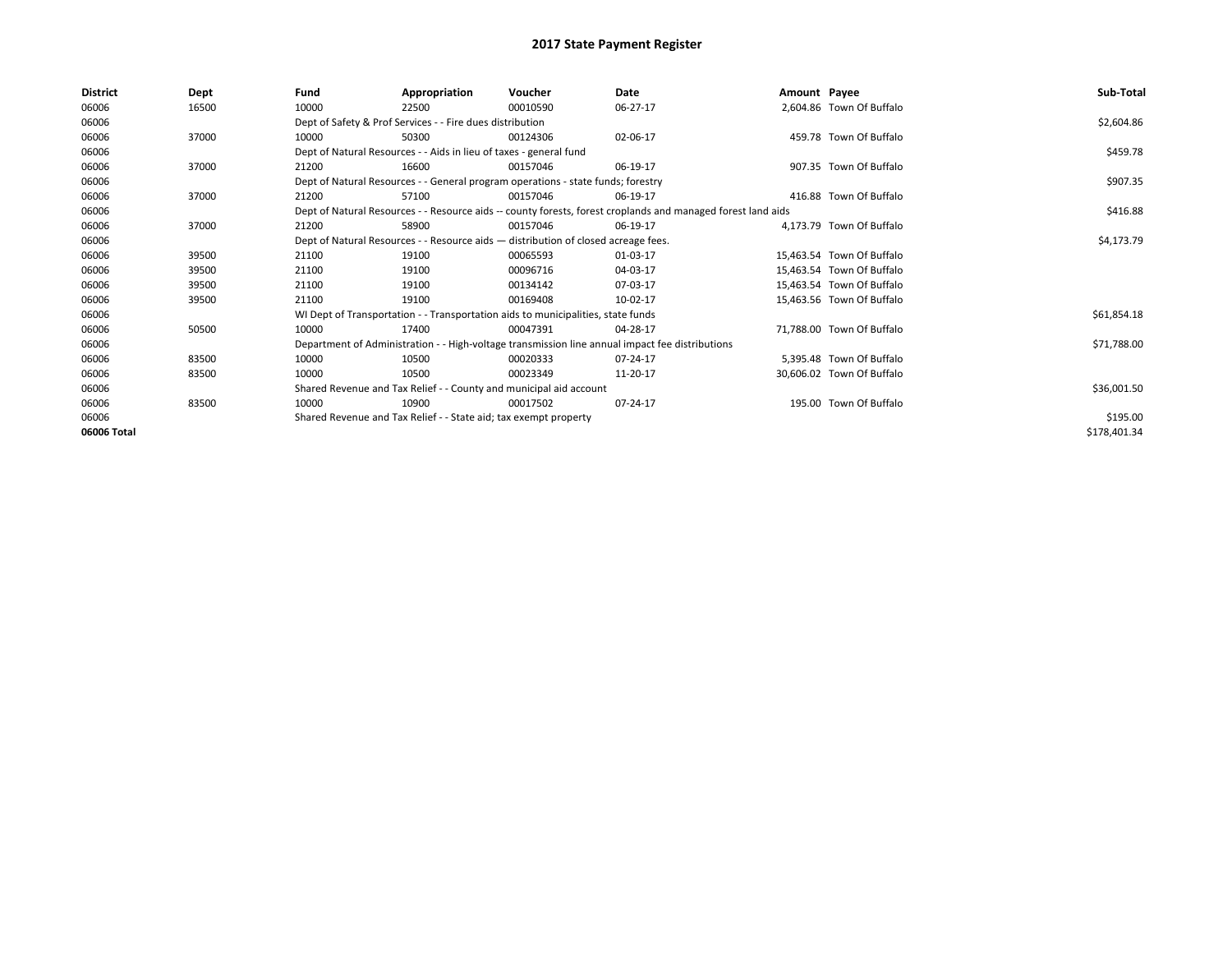# 2017 State Payment Register

| District | Dept | Fund | Appropriation | Voucher | Date | Amount | Payee | Sub-Total |
|---|---|---|---|---|---|---|---|---|
| 06006 | 16500 | 10000 | 22500 | 00010590 | 06-27-17 | 2,604.86 | Town Of Buffalo | |
| 06006 | | Dept of Safety & Prof Services - - Fire dues distribution | | | | | | $2,604.86 |
| 06006 | 37000 | 10000 | 50300 | 00124306 | 02-06-17 | 459.78 | Town Of Buffalo | |
| 06006 | | Dept of Natural Resources - - Aids in lieu of taxes - general fund | | | | | | $459.78 |
| 06006 | 37000 | 21200 | 16600 | 00157046 | 06-19-17 | 907.35 | Town Of Buffalo | |
| 06006 | | Dept of Natural Resources - - General program operations - state funds; forestry | | | | | | $907.35 |
| 06006 | 37000 | 21200 | 57100 | 00157046 | 06-19-17 | 416.88 | Town Of Buffalo | |
| 06006 | | Dept of Natural Resources - - Resource aids -- county forests, forest croplands and managed forest land aids | | | | | | $416.88 |
| 06006 | 37000 | 21200 | 58900 | 00157046 | 06-19-17 | 4,173.79 | Town Of Buffalo | |
| 06006 | | Dept of Natural Resources - - Resource aids — distribution of closed acreage fees. | | | | | | $4,173.79 |
| 06006 | 39500 | 21100 | 19100 | 00065593 | 01-03-17 | 15,463.54 | Town Of Buffalo | |
| 06006 | 39500 | 21100 | 19100 | 00096716 | 04-03-17 | 15,463.54 | Town Of Buffalo | |
| 06006 | 39500 | 21100 | 19100 | 00134142 | 07-03-17 | 15,463.54 | Town Of Buffalo | |
| 06006 | 39500 | 21100 | 19100 | 00169408 | 10-02-17 | 15,463.56 | Town Of Buffalo | |
| 06006 | | WI Dept of Transportation - - Transportation aids to municipalities, state funds | | | | | | $61,854.18 |
| 06006 | 50500 | 10000 | 17400 | 00047391 | 04-28-17 | 71,788.00 | Town Of Buffalo | |
| 06006 | | Department of Administration - - High-voltage transmission line annual impact fee distributions | | | | | | $71,788.00 |
| 06006 | 83500 | 10000 | 10500 | 00020333 | 07-24-17 | 5,395.48 | Town Of Buffalo | |
| 06006 | 83500 | 10000 | 10500 | 00023349 | 11-20-17 | 30,606.02 | Town Of Buffalo | |
| 06006 | | Shared Revenue and Tax Relief - - County and municipal aid account | | | | | | $36,001.50 |
| 06006 | 83500 | 10000 | 10900 | 00017502 | 07-24-17 | 195.00 | Town Of Buffalo | |
| 06006 | | Shared Revenue and Tax Relief - - State aid; tax exempt property | | | | | | $195.00 |
| 06006 Total | | | | | | | | $178,401.34 |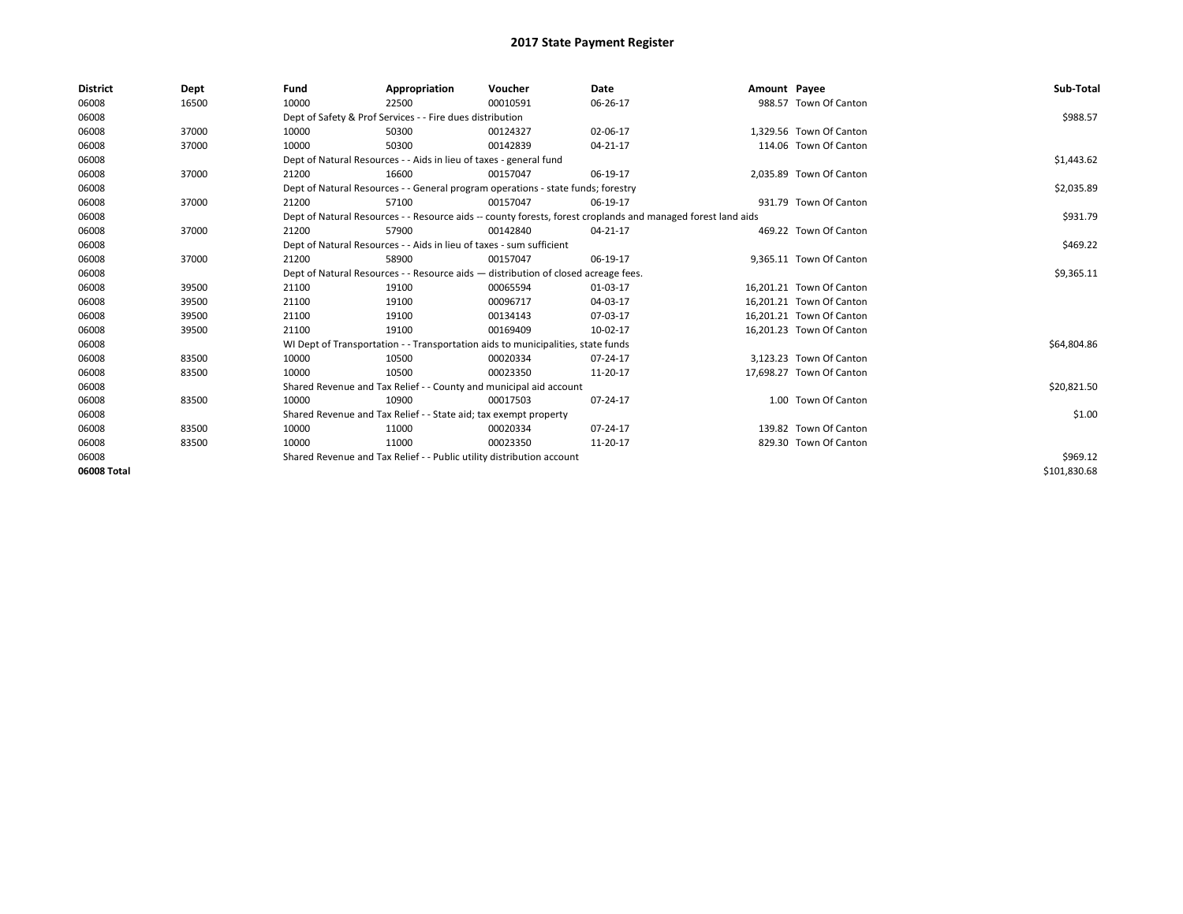# 2017 State Payment Register

| District | Dept | Fund | Appropriation | Voucher | Date | Amount | Payee | Sub-Total |
|---|---|---|---|---|---|---|---|---|
| 06008 | 16500 | 10000 | 22500 | 00010591 | 06-26-17 | 988.57 | Town Of Canton | |
| 06008 | | Dept of Safety & Prof Services - - Fire dues distribution | | | | | | $988.57 |
| 06008 | 37000 | 10000 | 50300 | 00124327 | 02-06-17 | 1,329.56 | Town Of Canton | |
| 06008 | 37000 | 10000 | 50300 | 00142839 | 04-21-17 | 114.06 | Town Of Canton | |
| 06008 | | Dept of Natural Resources - - Aids in lieu of taxes - general fund | | | | | | $1,443.62 |
| 06008 | 37000 | 21200 | 16600 | 00157047 | 06-19-17 | 2,035.89 | Town Of Canton | |
| 06008 | | Dept of Natural Resources - - General program operations - state funds; forestry | | | | | | $2,035.89 |
| 06008 | 37000 | 21200 | 57100 | 00157047 | 06-19-17 | 931.79 | Town Of Canton | |
| 06008 | | Dept of Natural Resources - - Resource aids -- county forests, forest croplands and managed forest land aids | | | | | | $931.79 |
| 06008 | 37000 | 21200 | 57900 | 00142840 | 04-21-17 | 469.22 | Town Of Canton | |
| 06008 | | Dept of Natural Resources - - Aids in lieu of taxes - sum sufficient | | | | | | $469.22 |
| 06008 | 37000 | 21200 | 58900 | 00157047 | 06-19-17 | 9,365.11 | Town Of Canton | |
| 06008 | | Dept of Natural Resources - - Resource aids — distribution of closed acreage fees. | | | | | | $9,365.11 |
| 06008 | 39500 | 21100 | 19100 | 00065594 | 01-03-17 | 16,201.21 | Town Of Canton | |
| 06008 | 39500 | 21100 | 19100 | 00096717 | 04-03-17 | 16,201.21 | Town Of Canton | |
| 06008 | 39500 | 21100 | 19100 | 00134143 | 07-03-17 | 16,201.21 | Town Of Canton | |
| 06008 | 39500 | 21100 | 19100 | 00169409 | 10-02-17 | 16,201.23 | Town Of Canton | |
| 06008 | | WI Dept of Transportation - - Transportation aids to municipalities, state funds | | | | | | $64,804.86 |
| 06008 | 83500 | 10000 | 10500 | 00020334 | 07-24-17 | 3,123.23 | Town Of Canton | |
| 06008 | 83500 | 10000 | 10500 | 00023350 | 11-20-17 | 17,698.27 | Town Of Canton | |
| 06008 | | Shared Revenue and Tax Relief - - County and municipal aid account | | | | | | $20,821.50 |
| 06008 | 83500 | 10000 | 10900 | 00017503 | 07-24-17 | 1.00 | Town Of Canton | |
| 06008 | | Shared Revenue and Tax Relief - - State aid; tax exempt property | | | | | | $1.00 |
| 06008 | 83500 | 10000 | 11000 | 00020334 | 07-24-17 | 139.82 | Town Of Canton | |
| 06008 | 83500 | 10000 | 11000 | 00023350 | 11-20-17 | 829.30 | Town Of Canton | |
| 06008 | | Shared Revenue and Tax Relief - - Public utility distribution account | | | | | | $969.12 |
| 06008 Total | | | | | | | | $101,830.68 |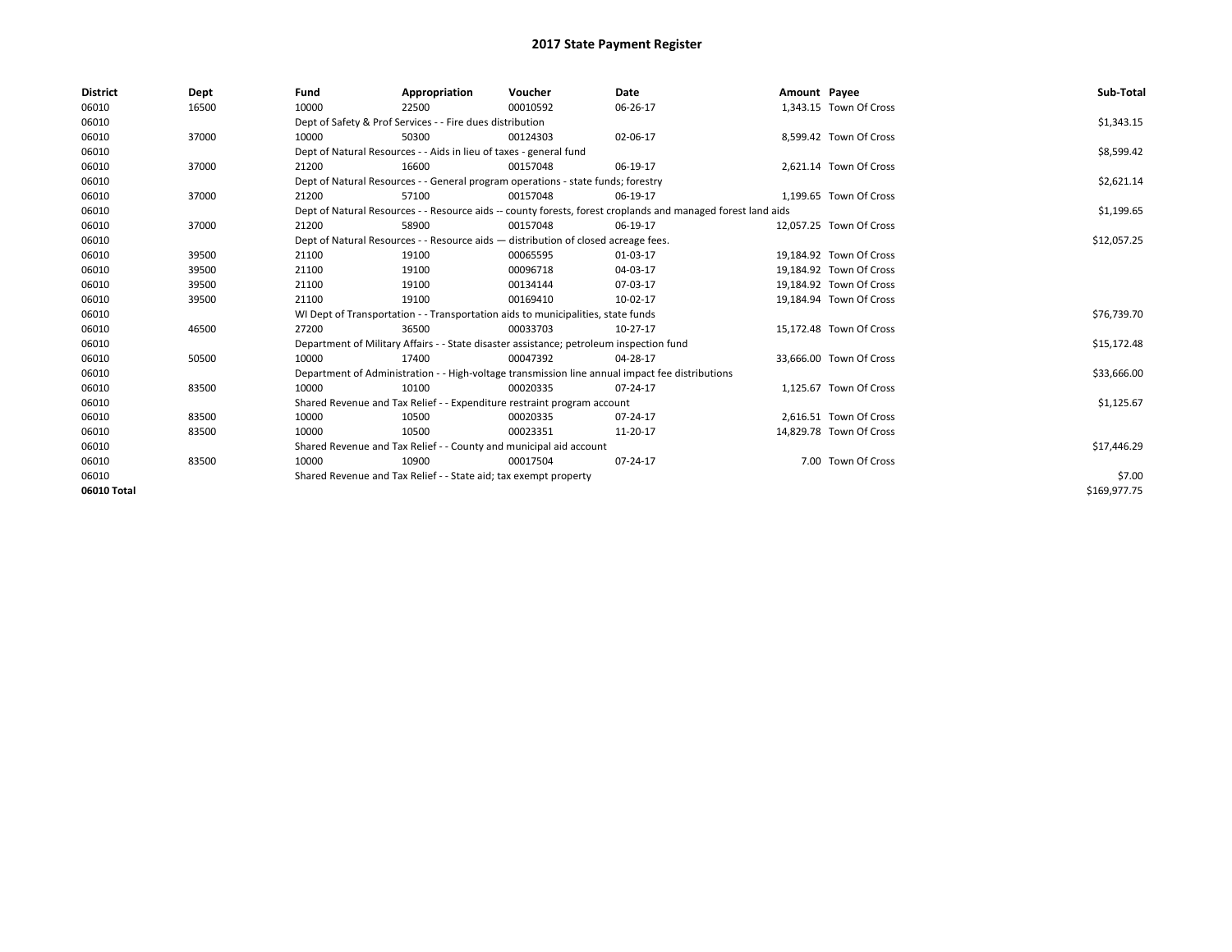# 2017 State Payment Register

| District | Dept | Fund | Appropriation | Voucher | Date | Amount | Payee | Sub-Total |
|---|---|---|---|---|---|---|---|---|
| 06010 | 16500 | 10000 | 22500 | 00010592 | 06-26-17 | 1,343.15 | Town Of Cross | |
| 06010 | | Dept of Safety & Prof Services - - Fire dues distribution | | | | | | $1,343.15 |
| 06010 | 37000 | 10000 | 50300 | 00124303 | 02-06-17 | 8,599.42 | Town Of Cross | |
| 06010 | | Dept of Natural Resources - - Aids in lieu of taxes - general fund | | | | | | $8,599.42 |
| 06010 | 37000 | 21200 | 16600 | 00157048 | 06-19-17 | 2,621.14 | Town Of Cross | |
| 06010 | | Dept of Natural Resources - - General program operations - state funds; forestry | | | | | | $2,621.14 |
| 06010 | 37000 | 21200 | 57100 | 00157048 | 06-19-17 | 1,199.65 | Town Of Cross | |
| 06010 | | Dept of Natural Resources - - Resource aids -- county forests, forest croplands and managed forest land aids | | | | | | $1,199.65 |
| 06010 | 37000 | 21200 | 58900 | 00157048 | 06-19-17 | 12,057.25 | Town Of Cross | |
| 06010 | | Dept of Natural Resources - - Resource aids — distribution of closed acreage fees. | | | | | | $12,057.25 |
| 06010 | 39500 | 21100 | 19100 | 00065595 | 01-03-17 | 19,184.92 | Town Of Cross | |
| 06010 | 39500 | 21100 | 19100 | 00096718 | 04-03-17 | 19,184.92 | Town Of Cross | |
| 06010 | 39500 | 21100 | 19100 | 00134144 | 07-03-17 | 19,184.92 | Town Of Cross | |
| 06010 | 39500 | 21100 | 19100 | 00169410 | 10-02-17 | 19,184.94 | Town Of Cross | |
| 06010 | | WI Dept of Transportation - - Transportation aids to municipalities, state funds | | | | | | $76,739.70 |
| 06010 | 46500 | 27200 | 36500 | 00033703 | 10-27-17 | 15,172.48 | Town Of Cross | |
| 06010 | | Department of Military Affairs - - State disaster assistance; petroleum inspection fund | | | | | | $15,172.48 |
| 06010 | 50500 | 10000 | 17400 | 00047392 | 04-28-17 | 33,666.00 | Town Of Cross | |
| 06010 | | Department of Administration - - High-voltage transmission line annual impact fee distributions | | | | | | $33,666.00 |
| 06010 | 83500 | 10000 | 10100 | 00020335 | 07-24-17 | 1,125.67 | Town Of Cross | |
| 06010 | | Shared Revenue and Tax Relief - - Expenditure restraint program account | | | | | | $1,125.67 |
| 06010 | 83500 | 10000 | 10500 | 00020335 | 07-24-17 | 2,616.51 | Town Of Cross | |
| 06010 | 83500 | 10000 | 10500 | 00023351 | 11-20-17 | 14,829.78 | Town Of Cross | |
| 06010 | | Shared Revenue and Tax Relief - - County and municipal aid account | | | | | | $17,446.29 |
| 06010 | 83500 | 10000 | 10900 | 00017504 | 07-24-17 | 7.00 | Town Of Cross | |
| 06010 | | Shared Revenue and Tax Relief - - State aid; tax exempt property | | | | | | $7.00 |
| 06010 Total | | | | | | | | $169,977.75 |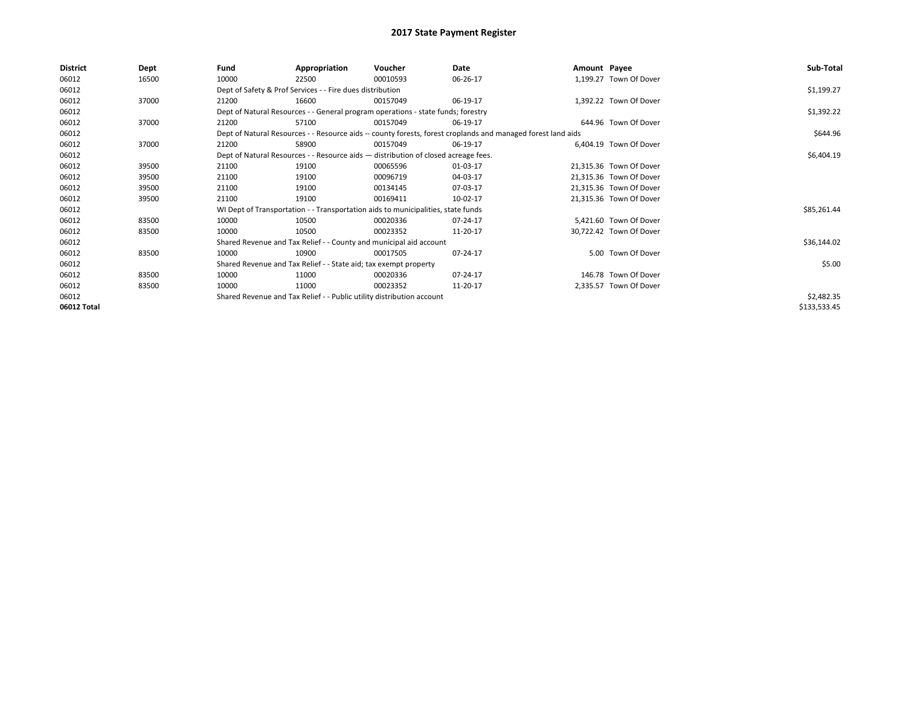# 2017 State Payment Register

| District | Dept | Fund | Appropriation | Voucher | Date | Amount | Payee | Sub-Total |
|---|---|---|---|---|---|---|---|---|
| 06012 | 16500 | 10000 | 22500 | 00010593 | 06-26-17 | 1,199.27 | Town Of Dover | |
| 06012 | | Dept of Safety & Prof Services - - Fire dues distribution | | | | | | $1,199.27 |
| 06012 | 37000 | 21200 | 16600 | 00157049 | 06-19-17 | 1,392.22 | Town Of Dover | |
| 06012 | | Dept of Natural Resources - - General program operations - state funds; forestry | | | | | | $1,392.22 |
| 06012 | 37000 | 21200 | 57100 | 00157049 | 06-19-17 | 644.96 | Town Of Dover | |
| 06012 | | Dept of Natural Resources - - Resource aids -- county forests, forest croplands and managed forest land aids | | | | | | $644.96 |
| 06012 | 37000 | 21200 | 58900 | 00157049 | 06-19-17 | 6,404.19 | Town Of Dover | |
| 06012 | | Dept of Natural Resources - - Resource aids — distribution of closed acreage fees. | | | | | | $6,404.19 |
| 06012 | 39500 | 21100 | 19100 | 00065596 | 01-03-17 | 21,315.36 | Town Of Dover | |
| 06012 | 39500 | 21100 | 19100 | 00096719 | 04-03-17 | 21,315.36 | Town Of Dover | |
| 06012 | 39500 | 21100 | 19100 | 00134145 | 07-03-17 | 21,315.36 | Town Of Dover | |
| 06012 | 39500 | 21100 | 19100 | 00169411 | 10-02-17 | 21,315.36 | Town Of Dover | |
| 06012 | | WI Dept of Transportation - - Transportation aids to municipalities, state funds | | | | | | $85,261.44 |
| 06012 | 83500 | 10000 | 10500 | 00020336 | 07-24-17 | 5,421.60 | Town Of Dover | |
| 06012 | 83500 | 10000 | 10500 | 00023352 | 11-20-17 | 30,722.42 | Town Of Dover | |
| 06012 | | Shared Revenue and Tax Relief - - County and municipal aid account | | | | | | $36,144.02 |
| 06012 | 83500 | 10000 | 10900 | 00017505 | 07-24-17 | 5.00 | Town Of Dover | |
| 06012 | | Shared Revenue and Tax Relief - - State aid; tax exempt property | | | | | | $5.00 |
| 06012 | 83500 | 10000 | 11000 | 00020336 | 07-24-17 | 146.78 | Town Of Dover | |
| 06012 | 83500 | 10000 | 11000 | 00023352 | 11-20-17 | 2,335.57 | Town Of Dover | |
| 06012 | | Shared Revenue and Tax Relief - - Public utility distribution account | | | | | | $2,482.35 |
| 06012 Total | | | | | | | | $133,533.45 |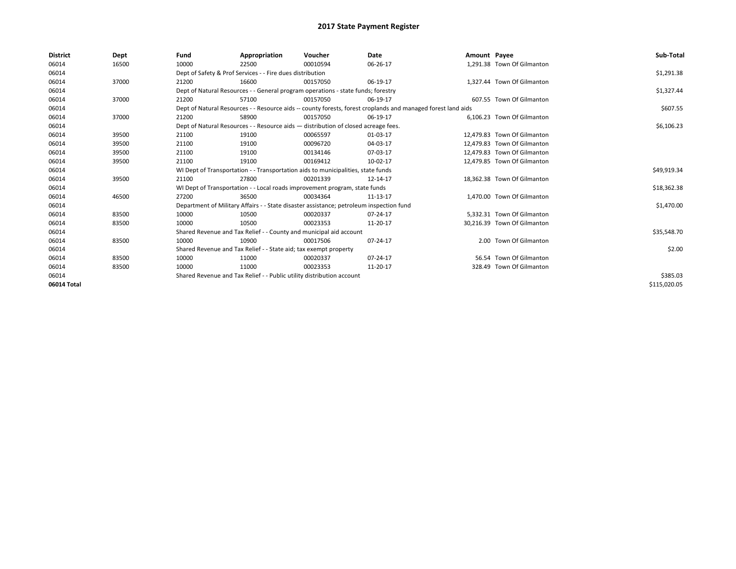# 2017 State Payment Register

| District | Dept | Fund | Appropriation | Voucher | Date | Amount | Payee | Sub-Total |
|---|---|---|---|---|---|---|---|---|
| 06014 | 16500 | 10000 | 22500 | 00010594 | 06-26-17 | 1,291.38 | Town Of Gilmanton | |
| 06014 | | Dept of Safety & Prof Services - - Fire dues distribution | | | | | | $1,291.38 |
| 06014 | 37000 | 21200 | 16600 | 00157050 | 06-19-17 | 1,327.44 | Town Of Gilmanton | |
| 06014 | | Dept of Natural Resources - - General program operations - state funds; forestry | | | | | | $1,327.44 |
| 06014 | 37000 | 21200 | 57100 | 00157050 | 06-19-17 | 607.55 | Town Of Gilmanton | |
| 06014 | | Dept of Natural Resources - - Resource aids -- county forests, forest croplands and managed forest land aids | | | | | | $607.55 |
| 06014 | 37000 | 21200 | 58900 | 00157050 | 06-19-17 | 6,106.23 | Town Of Gilmanton | |
| 06014 | | Dept of Natural Resources - - Resource aids — distribution of closed acreage fees. | | | | | | $6,106.23 |
| 06014 | 39500 | 21100 | 19100 | 00065597 | 01-03-17 | 12,479.83 | Town Of Gilmanton | |
| 06014 | 39500 | 21100 | 19100 | 00096720 | 04-03-17 | 12,479.83 | Town Of Gilmanton | |
| 06014 | 39500 | 21100 | 19100 | 00134146 | 07-03-17 | 12,479.83 | Town Of Gilmanton | |
| 06014 | 39500 | 21100 | 19100 | 00169412 | 10-02-17 | 12,479.85 | Town Of Gilmanton | |
| 06014 | | WI Dept of Transportation - - Transportation aids to municipalities, state funds | | | | | | $49,919.34 |
| 06014 | 39500 | 21100 | 27800 | 00201339 | 12-14-17 | 18,362.38 | Town Of Gilmanton | |
| 06014 | | WI Dept of Transportation - - Local roads improvement program, state funds | | | | | | $18,362.38 |
| 06014 | 46500 | 27200 | 36500 | 00034364 | 11-13-17 | 1,470.00 | Town Of Gilmanton | |
| 06014 | | Department of Military Affairs - - State disaster assistance; petroleum inspection fund | | | | | | $1,470.00 |
| 06014 | 83500 | 10000 | 10500 | 00020337 | 07-24-17 | 5,332.31 | Town Of Gilmanton | |
| 06014 | 83500 | 10000 | 10500 | 00023353 | 11-20-17 | 30,216.39 | Town Of Gilmanton | |
| 06014 | | Shared Revenue and Tax Relief - - County and municipal aid account | | | | | | $35,548.70 |
| 06014 | 83500 | 10000 | 10900 | 00017506 | 07-24-17 | 2.00 | Town Of Gilmanton | |
| 06014 | | Shared Revenue and Tax Relief - - State aid; tax exempt property | | | | | | $2.00 |
| 06014 | 83500 | 10000 | 11000 | 00020337 | 07-24-17 | 56.54 | Town Of Gilmanton | |
| 06014 | 83500 | 10000 | 11000 | 00023353 | 11-20-17 | 328.49 | Town Of Gilmanton | |
| 06014 | | Shared Revenue and Tax Relief - - Public utility distribution account | | | | | | $385.03 |
| 06014 Total | | | | | | | | $115,020.05 |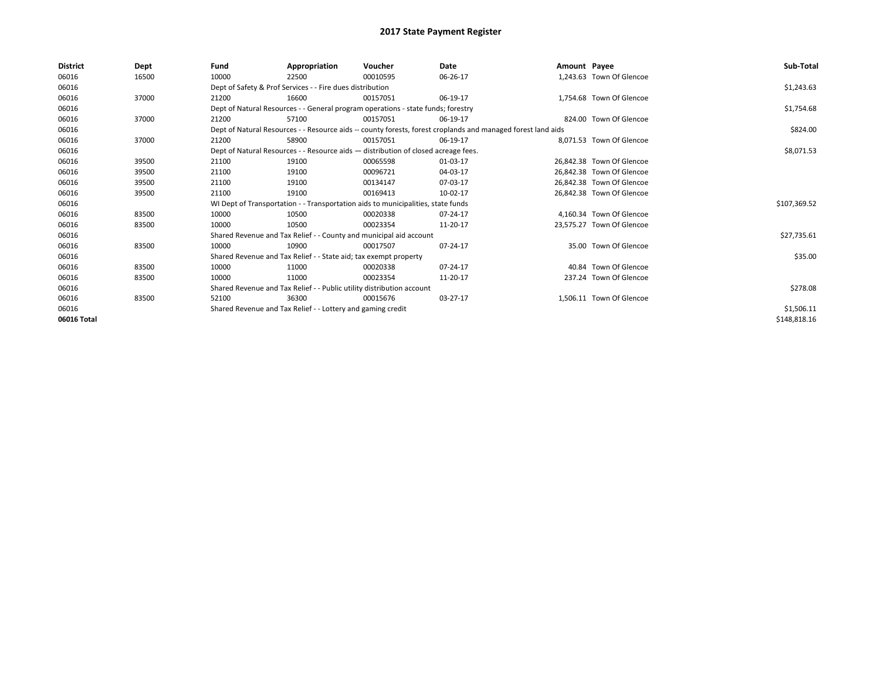# 2017 State Payment Register

| District | Dept | Fund | Appropriation | Voucher | Date | Amount | Payee | Sub-Total |
|---|---|---|---|---|---|---|---|---|
| 06016 | 16500 | 10000 | 22500 | 00010595 | 06-26-17 | 1,243.63 | Town Of Glencoe | |
| 06016 | | Dept of Safety & Prof Services - - Fire dues distribution | | | | | | $1,243.63 |
| 06016 | 37000 | 21200 | 16600 | 00157051 | 06-19-17 | 1,754.68 | Town Of Glencoe | |
| 06016 | | Dept of Natural Resources - - General program operations - state funds; forestry | | | | | | $1,754.68 |
| 06016 | 37000 | 21200 | 57100 | 00157051 | 06-19-17 | 824.00 | Town Of Glencoe | |
| 06016 | | Dept of Natural Resources - - Resource aids -- county forests, forest croplands and managed forest land aids | | | | | | $824.00 |
| 06016 | 37000 | 21200 | 58900 | 00157051 | 06-19-17 | 8,071.53 | Town Of Glencoe | |
| 06016 | | Dept of Natural Resources - - Resource aids — distribution of closed acreage fees. | | | | | | $8,071.53 |
| 06016 | 39500 | 21100 | 19100 | 00065598 | 01-03-17 | 26,842.38 | Town Of Glencoe | |
| 06016 | 39500 | 21100 | 19100 | 00096721 | 04-03-17 | 26,842.38 | Town Of Glencoe | |
| 06016 | 39500 | 21100 | 19100 | 00134147 | 07-03-17 | 26,842.38 | Town Of Glencoe | |
| 06016 | 39500 | 21100 | 19100 | 00169413 | 10-02-17 | 26,842.38 | Town Of Glencoe | |
| 06016 | | WI Dept of Transportation - - Transportation aids to municipalities, state funds | | | | | | $107,369.52 |
| 06016 | 83500 | 10000 | 10500 | 00020338 | 07-24-17 | 4,160.34 | Town Of Glencoe | |
| 06016 | 83500 | 10000 | 10500 | 00023354 | 11-20-17 | 23,575.27 | Town Of Glencoe | |
| 06016 | | Shared Revenue and Tax Relief - - County and municipal aid account | | | | | | $27,735.61 |
| 06016 | 83500 | 10000 | 10900 | 00017507 | 07-24-17 | 35.00 | Town Of Glencoe | |
| 06016 | | Shared Revenue and Tax Relief - - State aid; tax exempt property | | | | | | $35.00 |
| 06016 | 83500 | 10000 | 11000 | 00020338 | 07-24-17 | 40.84 | Town Of Glencoe | |
| 06016 | 83500 | 10000 | 11000 | 00023354 | 11-20-17 | 237.24 | Town Of Glencoe | |
| 06016 | | Shared Revenue and Tax Relief - - Public utility distribution account | | | | | | $278.08 |
| 06016 | 83500 | 52100 | 36300 | 00015676 | 03-27-17 | 1,506.11 | Town Of Glencoe | |
| 06016 | | Shared Revenue and Tax Relief - - Lottery and gaming credit | | | | | | $1,506.11 |
| 06016 Total | | | | | | | | $148,818.16 |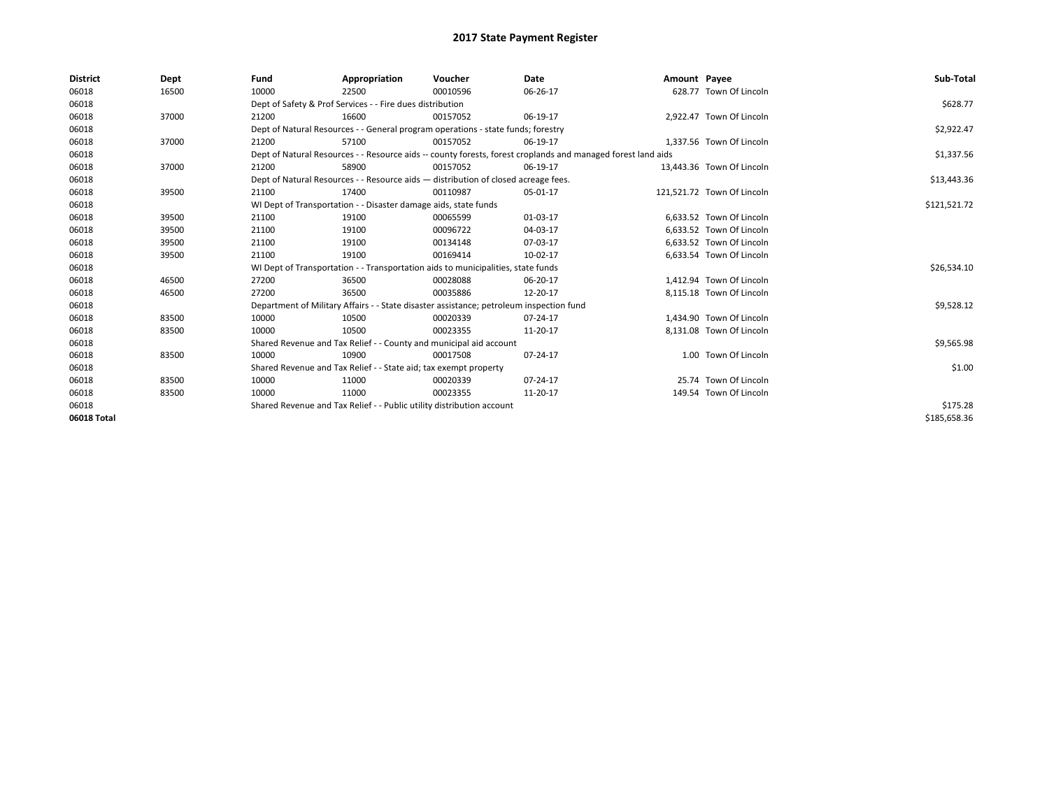# 2017 State Payment Register

| District | Dept | Fund | Appropriation | Voucher | Date | Amount | Payee | Sub-Total |
|---|---|---|---|---|---|---|---|---|
| 06018 | 16500 | 10000 | 22500 | 00010596 | 06-26-17 | 628.77 | Town Of Lincoln | |
| 06018 | | Dept of Safety & Prof Services - - Fire dues distribution | | | | | | $628.77 |
| 06018 | 37000 | 21200 | 16600 | 00157052 | 06-19-17 | 2,922.47 | Town Of Lincoln | |
| 06018 | | Dept of Natural Resources - - General program operations - state funds; forestry | | | | | | $2,922.47 |
| 06018 | 37000 | 21200 | 57100 | 00157052 | 06-19-17 | 1,337.56 | Town Of Lincoln | |
| 06018 | | Dept of Natural Resources - - Resource aids -- county forests, forest croplands and managed forest land aids | | | | | | $1,337.56 |
| 06018 | 37000 | 21200 | 58900 | 00157052 | 06-19-17 | 13,443.36 | Town Of Lincoln | |
| 06018 | | Dept of Natural Resources - - Resource aids — distribution of closed acreage fees. | | | | | | $13,443.36 |
| 06018 | 39500 | 21100 | 17400 | 00110987 | 05-01-17 | 121,521.72 | Town Of Lincoln | |
| 06018 | | WI Dept of Transportation - - Disaster damage aids, state funds | | | | | | $121,521.72 |
| 06018 | 39500 | 21100 | 19100 | 00065599 | 01-03-17 | 6,633.52 | Town Of Lincoln | |
| 06018 | 39500 | 21100 | 19100 | 00096722 | 04-03-17 | 6,633.52 | Town Of Lincoln | |
| 06018 | 39500 | 21100 | 19100 | 00134148 | 07-03-17 | 6,633.52 | Town Of Lincoln | |
| 06018 | 39500 | 21100 | 19100 | 00169414 | 10-02-17 | 6,633.54 | Town Of Lincoln | |
| 06018 | | WI Dept of Transportation - - Transportation aids to municipalities, state funds | | | | | | $26,534.10 |
| 06018 | 46500 | 27200 | 36500 | 00028088 | 06-20-17 | 1,412.94 | Town Of Lincoln | |
| 06018 | 46500 | 27200 | 36500 | 00035886 | 12-20-17 | 8,115.18 | Town Of Lincoln | |
| 06018 | | Department of Military Affairs - - State disaster assistance; petroleum inspection fund | | | | | | $9,528.12 |
| 06018 | 83500 | 10000 | 10500 | 00020339 | 07-24-17 | 1,434.90 | Town Of Lincoln | |
| 06018 | 83500 | 10000 | 10500 | 00023355 | 11-20-17 | 8,131.08 | Town Of Lincoln | |
| 06018 | | Shared Revenue and Tax Relief - - County and municipal aid account | | | | | | $9,565.98 |
| 06018 | 83500 | 10000 | 10900 | 00017508 | 07-24-17 | 1.00 | Town Of Lincoln | |
| 06018 | | Shared Revenue and Tax Relief - - State aid; tax exempt property | | | | | | $1.00 |
| 06018 | 83500 | 10000 | 11000 | 00020339 | 07-24-17 | 25.74 | Town Of Lincoln | |
| 06018 | 83500 | 10000 | 11000 | 00023355 | 11-20-17 | 149.54 | Town Of Lincoln | |
| 06018 | | Shared Revenue and Tax Relief - - Public utility distribution account | | | | | | $175.28 |
| 06018 Total | | | | | | | | $185,658.36 |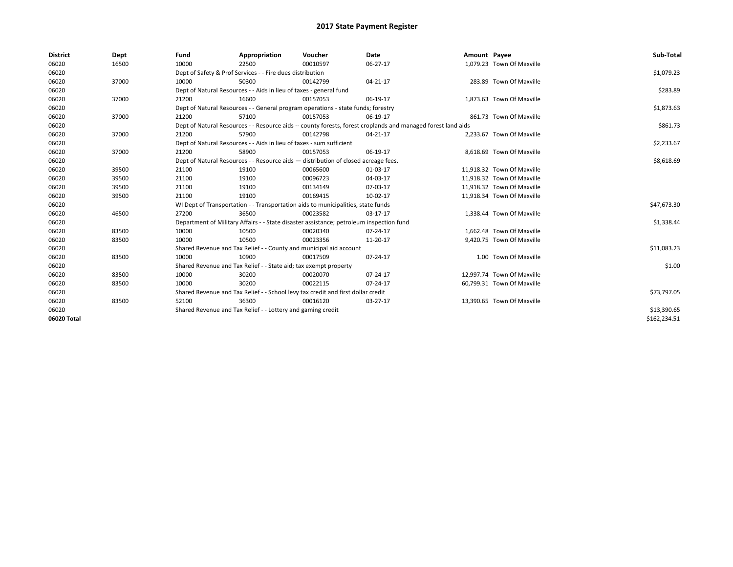# 2017 State Payment Register

| District | Dept | Fund | Appropriation | Voucher | Date | Amount | Payee | Sub-Total |
|---|---|---|---|---|---|---|---|---|
| 06020 | 16500 | 10000 | 22500 | 00010597 | 06-27-17 | 1,079.23 | Town Of Maxville | |
| 06020 | | Dept of Safety & Prof Services - - Fire dues distribution | | | | | | $1,079.23 |
| 06020 | 37000 | 10000 | 50300 | 00142799 | 04-21-17 | 283.89 | Town Of Maxville | |
| 06020 | | Dept of Natural Resources - - Aids in lieu of taxes - general fund | | | | | | $283.89 |
| 06020 | 37000 | 21200 | 16600 | 00157053 | 06-19-17 | 1,873.63 | Town Of Maxville | |
| 06020 | | Dept of Natural Resources - - General program operations - state funds; forestry | | | | | | $1,873.63 |
| 06020 | 37000 | 21200 | 57100 | 00157053 | 06-19-17 | 861.73 | Town Of Maxville | |
| 06020 | | Dept of Natural Resources - - Resource aids -- county forests, forest croplands and managed forest land aids | | | | | | $861.73 |
| 06020 | 37000 | 21200 | 57900 | 00142798 | 04-21-17 | 2,233.67 | Town Of Maxville | |
| 06020 | | Dept of Natural Resources - - Aids in lieu of taxes - sum sufficient | | | | | | $2,233.67 |
| 06020 | 37000 | 21200 | 58900 | 00157053 | 06-19-17 | 8,618.69 | Town Of Maxville | |
| 06020 | | Dept of Natural Resources - - Resource aids — distribution of closed acreage fees. | | | | | | $8,618.69 |
| 06020 | 39500 | 21100 | 19100 | 00065600 | 01-03-17 | 11,918.32 | Town Of Maxville | |
| 06020 | 39500 | 21100 | 19100 | 00096723 | 04-03-17 | 11,918.32 | Town Of Maxville | |
| 06020 | 39500 | 21100 | 19100 | 00134149 | 07-03-17 | 11,918.32 | Town Of Maxville | |
| 06020 | 39500 | 21100 | 19100 | 00169415 | 10-02-17 | 11,918.34 | Town Of Maxville | |
| 06020 | | WI Dept of Transportation - - Transportation aids to municipalities, state funds | | | | | | $47,673.30 |
| 06020 | 46500 | 27200 | 36500 | 00023582 | 03-17-17 | 1,338.44 | Town Of Maxville | |
| 06020 | | Department of Military Affairs - - State disaster assistance; petroleum inspection fund | | | | | | $1,338.44 |
| 06020 | 83500 | 10000 | 10500 | 00020340 | 07-24-17 | 1,662.48 | Town Of Maxville | |
| 06020 | 83500 | 10000 | 10500 | 00023356 | 11-20-17 | 9,420.75 | Town Of Maxville | |
| 06020 | | Shared Revenue and Tax Relief - - County and municipal aid account | | | | | | $11,083.23 |
| 06020 | 83500 | 10000 | 10900 | 00017509 | 07-24-17 | 1.00 | Town Of Maxville | |
| 06020 | | Shared Revenue and Tax Relief - - State aid; tax exempt property | | | | | | $1.00 |
| 06020 | 83500 | 10000 | 30200 | 00020070 | 07-24-17 | 12,997.74 | Town Of Maxville | |
| 06020 | 83500 | 10000 | 30200 | 00022115 | 07-24-17 | 60,799.31 | Town Of Maxville | |
| 06020 | | Shared Revenue and Tax Relief - - School levy tax credit and first dollar credit | | | | | | $73,797.05 |
| 06020 | 83500 | 52100 | 36300 | 00016120 | 03-27-17 | 13,390.65 | Town Of Maxville | |
| 06020 | | Shared Revenue and Tax Relief - - Lottery and gaming credit | | | | | | $13,390.65 |
| 06020 Total | | | | | | | | $162,234.51 |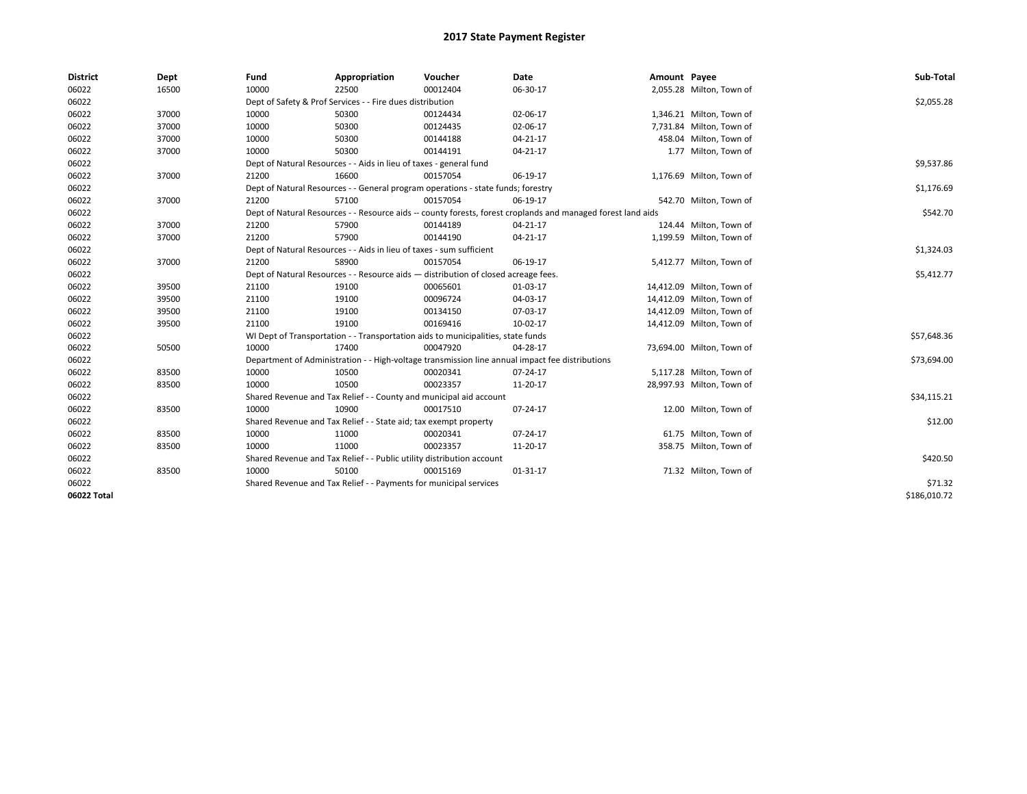# 2017 State Payment Register

| District | Dept | Fund | Appropriation | Voucher | Date | Amount | Payee | Sub-Total |
|---|---|---|---|---|---|---|---|---|
| 06022 | 16500 | 10000 | 22500 | 00012404 | 06-30-17 | 2,055.28 | Milton, Town of | |
| 06022 | | Dept of Safety & Prof Services - - Fire dues distribution | | | | | | $2,055.28 |
| 06022 | 37000 | 10000 | 50300 | 00124434 | 02-06-17 | 1,346.21 | Milton, Town of | |
| 06022 | 37000 | 10000 | 50300 | 00124435 | 02-06-17 | 7,731.84 | Milton, Town of | |
| 06022 | 37000 | 10000 | 50300 | 00144188 | 04-21-17 | 458.04 | Milton, Town of | |
| 06022 | 37000 | 10000 | 50300 | 00144191 | 04-21-17 | 1.77 | Milton, Town of | |
| 06022 | | Dept of Natural Resources - - Aids in lieu of taxes - general fund | | | | | | $9,537.86 |
| 06022 | 37000 | 21200 | 16600 | 00157054 | 06-19-17 | 1,176.69 | Milton, Town of | |
| 06022 | | Dept of Natural Resources - - General program operations - state funds; forestry | | | | | | $1,176.69 |
| 06022 | 37000 | 21200 | 57100 | 00157054 | 06-19-17 | 542.70 | Milton, Town of | |
| 06022 | | Dept of Natural Resources - - Resource aids -- county forests, forest croplands and managed forest land aids | | | | | | $542.70 |
| 06022 | 37000 | 21200 | 57900 | 00144189 | 04-21-17 | 124.44 | Milton, Town of | |
| 06022 | 37000 | 21200 | 57900 | 00144190 | 04-21-17 | 1,199.59 | Milton, Town of | |
| 06022 | | Dept of Natural Resources - - Aids in lieu of taxes - sum sufficient | | | | | | $1,324.03 |
| 06022 | 37000 | 21200 | 58900 | 00157054 | 06-19-17 | 5,412.77 | Milton, Town of | |
| 06022 | | Dept of Natural Resources - - Resource aids — distribution of closed acreage fees. | | | | | | $5,412.77 |
| 06022 | 39500 | 21100 | 19100 | 00065601 | 01-03-17 | 14,412.09 | Milton, Town of | |
| 06022 | 39500 | 21100 | 19100 | 00096724 | 04-03-17 | 14,412.09 | Milton, Town of | |
| 06022 | 39500 | 21100 | 19100 | 00134150 | 07-03-17 | 14,412.09 | Milton, Town of | |
| 06022 | 39500 | 21100 | 19100 | 00169416 | 10-02-17 | 14,412.09 | Milton, Town of | |
| 06022 | | WI Dept of Transportation - - Transportation aids to municipalities, state funds | | | | | | $57,648.36 |
| 06022 | 50500 | 10000 | 17400 | 00047920 | 04-28-17 | 73,694.00 | Milton, Town of | |
| 06022 | | Department of Administration - - High-voltage transmission line annual impact fee distributions | | | | | | $73,694.00 |
| 06022 | 83500 | 10000 | 10500 | 00020341 | 07-24-17 | 5,117.28 | Milton, Town of | |
| 06022 | 83500 | 10000 | 10500 | 00023357 | 11-20-17 | 28,997.93 | Milton, Town of | |
| 06022 | | Shared Revenue and Tax Relief - - County and municipal aid account | | | | | | $34,115.21 |
| 06022 | 83500 | 10000 | 10900 | 00017510 | 07-24-17 | 12.00 | Milton, Town of | |
| 06022 | | Shared Revenue and Tax Relief - - State aid; tax exempt property | | | | | | $12.00 |
| 06022 | 83500 | 10000 | 11000 | 00020341 | 07-24-17 | 61.75 | Milton, Town of | |
| 06022 | 83500 | 10000 | 11000 | 00023357 | 11-20-17 | 358.75 | Milton, Town of | |
| 06022 | | Shared Revenue and Tax Relief - - Public utility distribution account | | | | | | $420.50 |
| 06022 | 83500 | 10000 | 50100 | 00015169 | 01-31-17 | 71.32 | Milton, Town of | |
| 06022 | | Shared Revenue and Tax Relief - - Payments for municipal services | | | | | | $71.32 |
| 06022 Total | | | | | | | | $186,010.72 |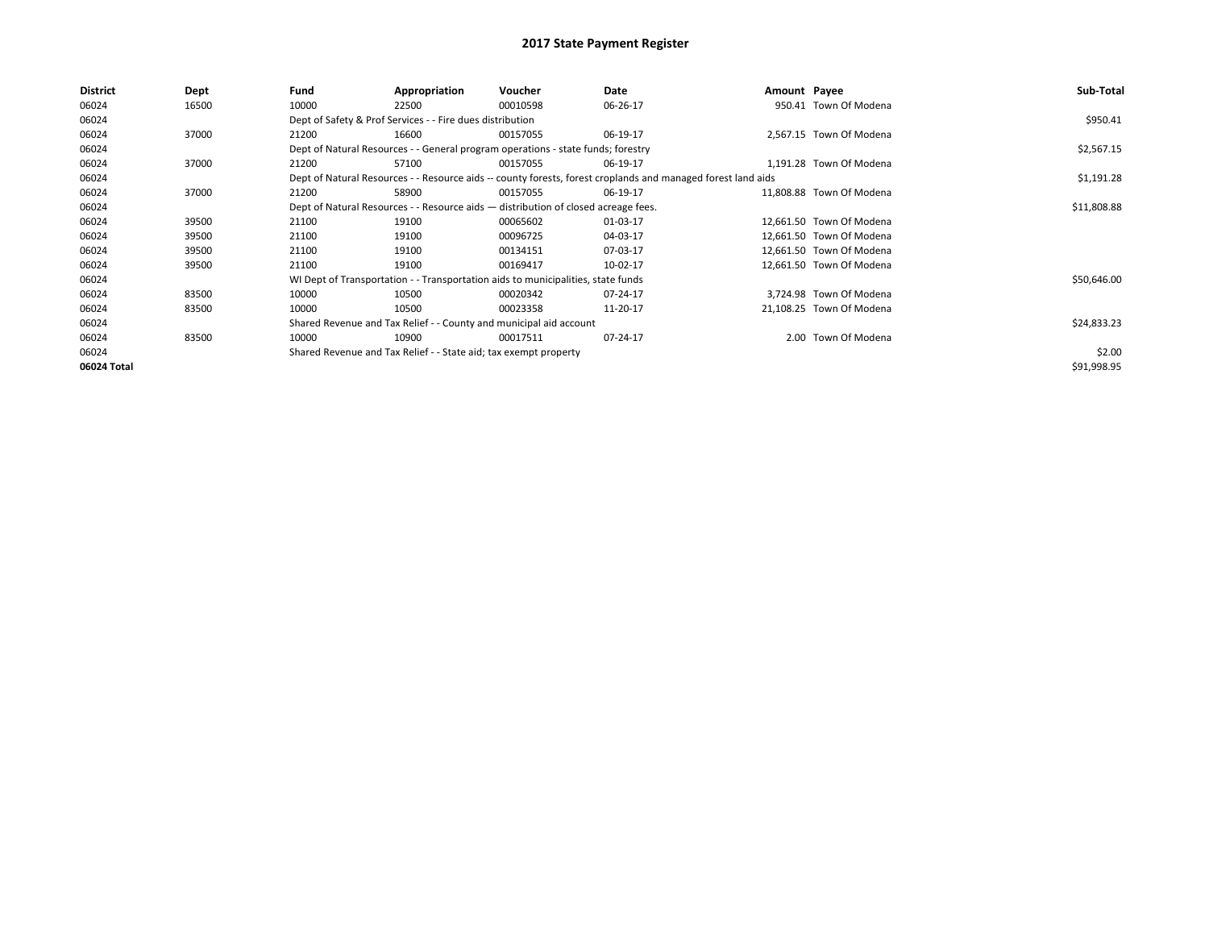# 2017 State Payment Register

| District | Dept | Fund | Appropriation | Voucher | Date | Amount | Payee | Sub-Total |
|---|---|---|---|---|---|---|---|---|
| 06024 | 16500 | 10000 | 22500 | 00010598 | 06-26-17 | 950.41 | Town Of Modena | |
| 06024 | | Dept of Safety & Prof Services - - Fire dues distribution | | | | | | $950.41 |
| 06024 | 37000 | 21200 | 16600 | 00157055 | 06-19-17 | 2,567.15 | Town Of Modena | |
| 06024 | | Dept of Natural Resources - - General program operations - state funds; forestry | | | | | | $2,567.15 |
| 06024 | 37000 | 21200 | 57100 | 00157055 | 06-19-17 | 1,191.28 | Town Of Modena | |
| 06024 | | Dept of Natural Resources - - Resource aids -- county forests, forest croplands and managed forest land aids | | | | | | $1,191.28 |
| 06024 | 37000 | 21200 | 58900 | 00157055 | 06-19-17 | 11,808.88 | Town Of Modena | |
| 06024 | | Dept of Natural Resources - - Resource aids — distribution of closed acreage fees. | | | | | | $11,808.88 |
| 06024 | 39500 | 21100 | 19100 | 00065602 | 01-03-17 | 12,661.50 | Town Of Modena | |
| 06024 | 39500 | 21100 | 19100 | 00096725 | 04-03-17 | 12,661.50 | Town Of Modena | |
| 06024 | 39500 | 21100 | 19100 | 00134151 | 07-03-17 | 12,661.50 | Town Of Modena | |
| 06024 | 39500 | 21100 | 19100 | 00169417 | 10-02-17 | 12,661.50 | Town Of Modena | |
| 06024 | | WI Dept of Transportation - - Transportation aids to municipalities, state funds | | | | | | $50,646.00 |
| 06024 | 83500 | 10000 | 10500 | 00020342 | 07-24-17 | 3,724.98 | Town Of Modena | |
| 06024 | 83500 | 10000 | 10500 | 00023358 | 11-20-17 | 21,108.25 | Town Of Modena | |
| 06024 | | Shared Revenue and Tax Relief - - County and municipal aid account | | | | | | $24,833.23 |
| 06024 | 83500 | 10000 | 10900 | 00017511 | 07-24-17 | 2.00 | Town Of Modena | |
| 06024 | | Shared Revenue and Tax Relief - - State aid; tax exempt property | | | | | | $2.00 |
| 06024 Total | | | | | | | | $91,998.95 |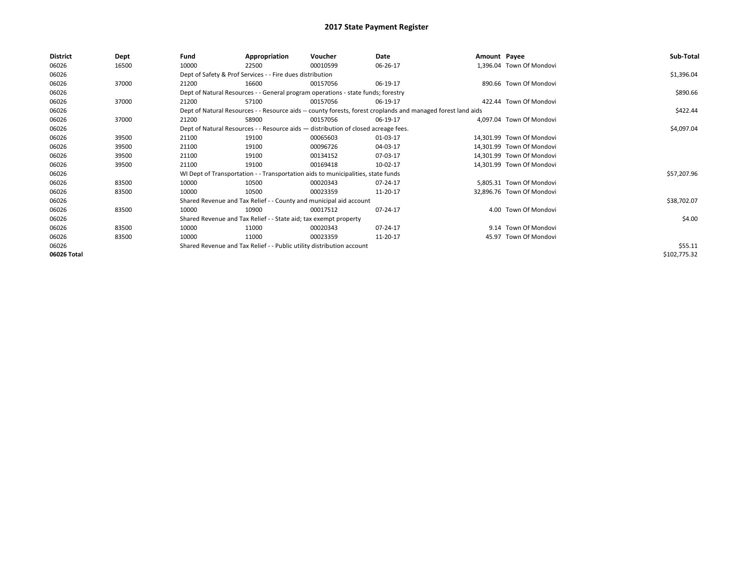# 2017 State Payment Register

| District | Dept | Fund | Appropriation | Voucher | Date | Amount | Payee | Sub-Total |
|---|---|---|---|---|---|---|---|---|
| 06026 | 16500 | 10000 | 22500 | 00010599 | 06-26-17 | 1,396.04 | Town Of Mondovi | |
| 06026 | | Dept of Safety & Prof Services - - Fire dues distribution | | | | | | $1,396.04 |
| 06026 | 37000 | 21200 | 16600 | 00157056 | 06-19-17 | 890.66 | Town Of Mondovi | |
| 06026 | | Dept of Natural Resources - - General program operations - state funds; forestry | | | | | | $890.66 |
| 06026 | 37000 | 21200 | 57100 | 00157056 | 06-19-17 | 422.44 | Town Of Mondovi | |
| 06026 | | Dept of Natural Resources - - Resource aids -- county forests, forest croplands and managed forest land aids | | | | | | $422.44 |
| 06026 | 37000 | 21200 | 58900 | 00157056 | 06-19-17 | 4,097.04 | Town Of Mondovi | |
| 06026 | | Dept of Natural Resources - - Resource aids — distribution of closed acreage fees. | | | | | | $4,097.04 |
| 06026 | 39500 | 21100 | 19100 | 00065603 | 01-03-17 | 14,301.99 | Town Of Mondovi | |
| 06026 | 39500 | 21100 | 19100 | 00096726 | 04-03-17 | 14,301.99 | Town Of Mondovi | |
| 06026 | 39500 | 21100 | 19100 | 00134152 | 07-03-17 | 14,301.99 | Town Of Mondovi | |
| 06026 | 39500 | 21100 | 19100 | 00169418 | 10-02-17 | 14,301.99 | Town Of Mondovi | |
| 06026 | | WI Dept of Transportation - - Transportation aids to municipalities, state funds | | | | | | $57,207.96 |
| 06026 | 83500 | 10000 | 10500 | 00020343 | 07-24-17 | 5,805.31 | Town Of Mondovi | |
| 06026 | 83500 | 10000 | 10500 | 00023359 | 11-20-17 | 32,896.76 | Town Of Mondovi | |
| 06026 | | Shared Revenue and Tax Relief - - County and municipal aid account | | | | | | $38,702.07 |
| 06026 | 83500 | 10000 | 10900 | 00017512 | 07-24-17 | 4.00 | Town Of Mondovi | |
| 06026 | | Shared Revenue and Tax Relief - - State aid; tax exempt property | | | | | | $4.00 |
| 06026 | 83500 | 10000 | 11000 | 00020343 | 07-24-17 | 9.14 | Town Of Mondovi | |
| 06026 | 83500 | 10000 | 11000 | 00023359 | 11-20-17 | 45.97 | Town Of Mondovi | |
| 06026 | | Shared Revenue and Tax Relief - - Public utility distribution account | | | | | | $55.11 |
| 06026 Total | | | | | | | | $102,775.32 |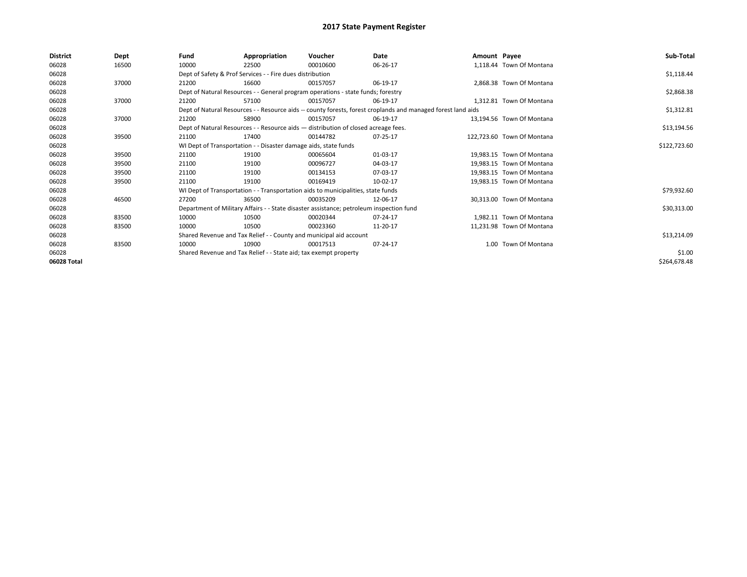# 2017 State Payment Register

| District | Dept | Fund | Appropriation | Voucher | Date | Amount | Payee | Sub-Total |
|---|---|---|---|---|---|---|---|---|
| 06028 | 16500 | 10000 | 22500 | 00010600 | 06-26-17 | 1,118.44 | Town Of Montana | |
| 06028 | | Dept of Safety & Prof Services - - Fire dues distribution | | | | | | $1,118.44 |
| 06028 | 37000 | 21200 | 16600 | 00157057 | 06-19-17 | 2,868.38 | Town Of Montana | |
| 06028 | | Dept of Natural Resources - - General program operations - state funds; forestry | | | | | | $2,868.38 |
| 06028 | 37000 | 21200 | 57100 | 00157057 | 06-19-17 | 1,312.81 | Town Of Montana | |
| 06028 | | Dept of Natural Resources - - Resource aids -- county forests, forest croplands and managed forest land aids | | | | | | $1,312.81 |
| 06028 | 37000 | 21200 | 58900 | 00157057 | 06-19-17 | 13,194.56 | Town Of Montana | |
| 06028 | | Dept of Natural Resources - - Resource aids — distribution of closed acreage fees. | | | | | | $13,194.56 |
| 06028 | 39500 | 21100 | 17400 | 00144782 | 07-25-17 | 122,723.60 | Town Of Montana | |
| 06028 | | WI Dept of Transportation - - Disaster damage aids, state funds | | | | | | $122,723.60 |
| 06028 | 39500 | 21100 | 19100 | 00065604 | 01-03-17 | 19,983.15 | Town Of Montana | |
| 06028 | 39500 | 21100 | 19100 | 00096727 | 04-03-17 | 19,983.15 | Town Of Montana | |
| 06028 | 39500 | 21100 | 19100 | 00134153 | 07-03-17 | 19,983.15 | Town Of Montana | |
| 06028 | 39500 | 21100 | 19100 | 00169419 | 10-02-17 | 19,983.15 | Town Of Montana | |
| 06028 | | WI Dept of Transportation - - Transportation aids to municipalities, state funds | | | | | | $79,932.60 |
| 06028 | 46500 | 27200 | 36500 | 00035209 | 12-06-17 | 30,313.00 | Town Of Montana | |
| 06028 | | Department of Military Affairs - - State disaster assistance; petroleum inspection fund | | | | | | $30,313.00 |
| 06028 | 83500 | 10000 | 10500 | 00020344 | 07-24-17 | 1,982.11 | Town Of Montana | |
| 06028 | 83500 | 10000 | 10500 | 00023360 | 11-20-17 | 11,231.98 | Town Of Montana | |
| 06028 | | Shared Revenue and Tax Relief - - County and municipal aid account | | | | | | $13,214.09 |
| 06028 | 83500 | 10000 | 10900 | 00017513 | 07-24-17 | 1.00 | Town Of Montana | |
| 06028 | | Shared Revenue and Tax Relief - - State aid; tax exempt property | | | | | | $1.00 |
| 06028 Total | | | | | | | | $264,678.48 |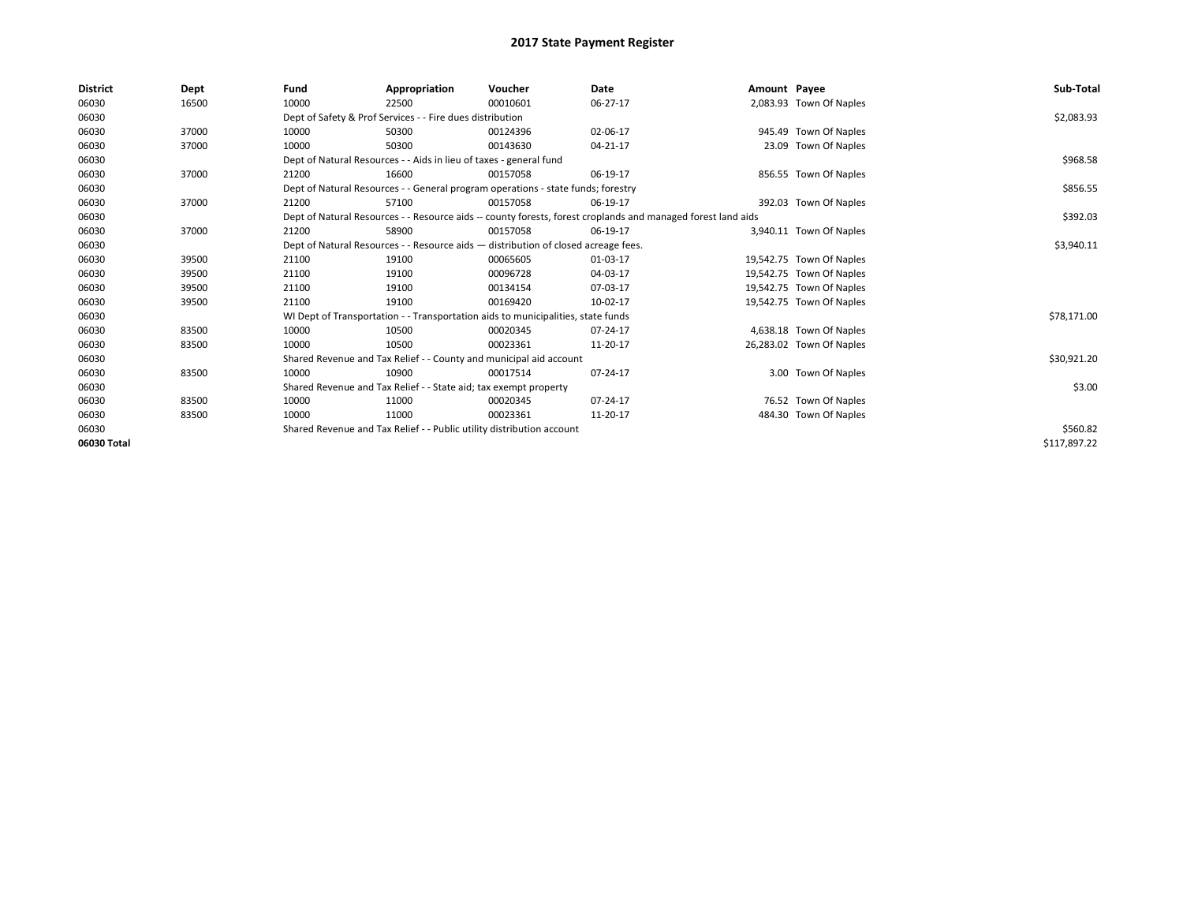# 2017 State Payment Register

| District | Dept | Fund | Appropriation | Voucher | Date | Amount | Payee | Sub-Total |
|---|---|---|---|---|---|---|---|---|
| 06030 | 16500 | 10000 | 22500 | 00010601 | 06-27-17 | 2,083.93 | Town Of Naples | |
| 06030 | | Dept of Safety & Prof Services - - Fire dues distribution | | | | | | $2,083.93 |
| 06030 | 37000 | 10000 | 50300 | 00124396 | 02-06-17 | 945.49 | Town Of Naples | |
| 06030 | 37000 | 10000 | 50300 | 00143630 | 04-21-17 | 23.09 | Town Of Naples | |
| 06030 | | Dept of Natural Resources - - Aids in lieu of taxes - general fund | | | | | | $968.58 |
| 06030 | 37000 | 21200 | 16600 | 00157058 | 06-19-17 | 856.55 | Town Of Naples | |
| 06030 | | Dept of Natural Resources - - General program operations - state funds; forestry | | | | | | $856.55 |
| 06030 | 37000 | 21200 | 57100 | 00157058 | 06-19-17 | 392.03 | Town Of Naples | |
| 06030 | | Dept of Natural Resources - - Resource aids -- county forests, forest croplands and managed forest land aids | | | | | | $392.03 |
| 06030 | 37000 | 21200 | 58900 | 00157058 | 06-19-17 | 3,940.11 | Town Of Naples | |
| 06030 | | Dept of Natural Resources - - Resource aids — distribution of closed acreage fees. | | | | | | $3,940.11 |
| 06030 | 39500 | 21100 | 19100 | 00065605 | 01-03-17 | 19,542.75 | Town Of Naples | |
| 06030 | 39500 | 21100 | 19100 | 00096728 | 04-03-17 | 19,542.75 | Town Of Naples | |
| 06030 | 39500 | 21100 | 19100 | 00134154 | 07-03-17 | 19,542.75 | Town Of Naples | |
| 06030 | 39500 | 21100 | 19100 | 00169420 | 10-02-17 | 19,542.75 | Town Of Naples | |
| 06030 | | WI Dept of Transportation - - Transportation aids to municipalities, state funds | | | | | | $78,171.00 |
| 06030 | 83500 | 10000 | 10500 | 00020345 | 07-24-17 | 4,638.18 | Town Of Naples | |
| 06030 | 83500 | 10000 | 10500 | 00023361 | 11-20-17 | 26,283.02 | Town Of Naples | |
| 06030 | | Shared Revenue and Tax Relief - - County and municipal aid account | | | | | | $30,921.20 |
| 06030 | 83500 | 10000 | 10900 | 00017514 | 07-24-17 | 3.00 | Town Of Naples | |
| 06030 | | Shared Revenue and Tax Relief - - State aid; tax exempt property | | | | | | $3.00 |
| 06030 | 83500 | 10000 | 11000 | 00020345 | 07-24-17 | 76.52 | Town Of Naples | |
| 06030 | 83500 | 10000 | 11000 | 00023361 | 11-20-17 | 484.30 | Town Of Naples | |
| 06030 | | Shared Revenue and Tax Relief - - Public utility distribution account | | | | | | $560.82 |
| 06030 Total | | | | | | | | $117,897.22 |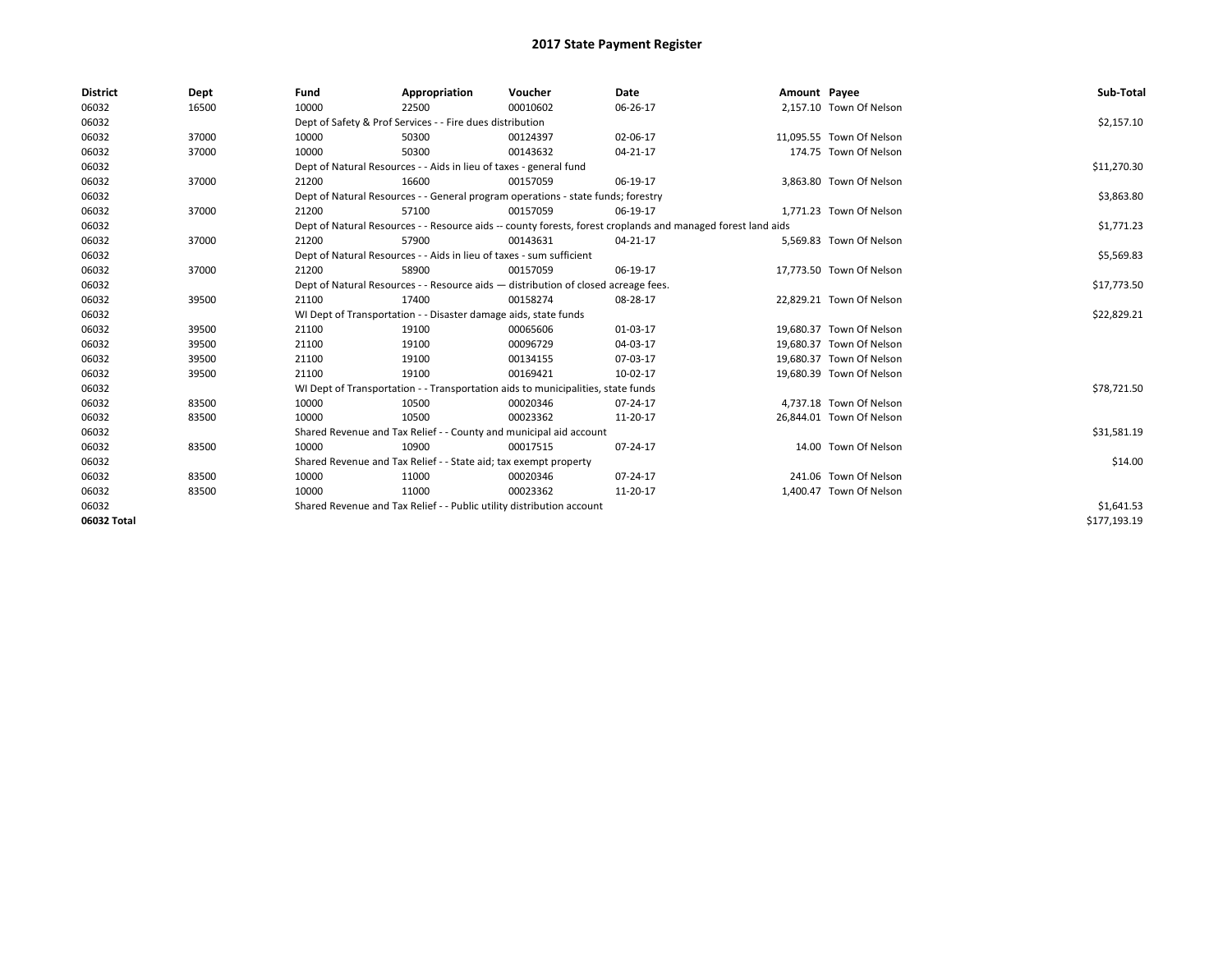# 2017 State Payment Register

| District | Dept | Fund | Appropriation | Voucher | Date | Amount | Payee | Sub-Total |
|---|---|---|---|---|---|---|---|---|
| 06032 | 16500 | 10000 | 22500 | 00010602 | 06-26-17 | 2,157.10 | Town Of Nelson | |
| 06032 | | Dept of Safety & Prof Services - - Fire dues distribution | | | | | | $2,157.10 |
| 06032 | 37000 | 10000 | 50300 | 00124397 | 02-06-17 | 11,095.55 | Town Of Nelson | |
| 06032 | 37000 | 10000 | 50300 | 00143632 | 04-21-17 | 174.75 | Town Of Nelson | |
| 06032 | | Dept of Natural Resources - - Aids in lieu of taxes - general fund | | | | | | $11,270.30 |
| 06032 | 37000 | 21200 | 16600 | 00157059 | 06-19-17 | 3,863.80 | Town Of Nelson | |
| 06032 | | Dept of Natural Resources - - General program operations - state funds; forestry | | | | | | $3,863.80 |
| 06032 | 37000 | 21200 | 57100 | 00157059 | 06-19-17 | 1,771.23 | Town Of Nelson | |
| 06032 | | Dept of Natural Resources - - Resource aids -- county forests, forest croplands and managed forest land aids | | | | | | $1,771.23 |
| 06032 | 37000 | 21200 | 57900 | 00143631 | 04-21-17 | 5,569.83 | Town Of Nelson | |
| 06032 | | Dept of Natural Resources - - Aids in lieu of taxes - sum sufficient | | | | | | $5,569.83 |
| 06032 | 37000 | 21200 | 58900 | 00157059 | 06-19-17 | 17,773.50 | Town Of Nelson | |
| 06032 | | Dept of Natural Resources - - Resource aids — distribution of closed acreage fees. | | | | | | $17,773.50 |
| 06032 | 39500 | 21100 | 17400 | 00158274 | 08-28-17 | 22,829.21 | Town Of Nelson | |
| 06032 | | WI Dept of Transportation - - Disaster damage aids, state funds | | | | | | $22,829.21 |
| 06032 | 39500 | 21100 | 19100 | 00065606 | 01-03-17 | 19,680.37 | Town Of Nelson | |
| 06032 | 39500 | 21100 | 19100 | 00096729 | 04-03-17 | 19,680.37 | Town Of Nelson | |
| 06032 | 39500 | 21100 | 19100 | 00134155 | 07-03-17 | 19,680.37 | Town Of Nelson | |
| 06032 | 39500 | 21100 | 19100 | 00169421 | 10-02-17 | 19,680.39 | Town Of Nelson | |
| 06032 | | WI Dept of Transportation - - Transportation aids to municipalities, state funds | | | | | | $78,721.50 |
| 06032 | 83500 | 10000 | 10500 | 00020346 | 07-24-17 | 4,737.18 | Town Of Nelson | |
| 06032 | 83500 | 10000 | 10500 | 00023362 | 11-20-17 | 26,844.01 | Town Of Nelson | |
| 06032 | | Shared Revenue and Tax Relief - - County and municipal aid account | | | | | | $31,581.19 |
| 06032 | 83500 | 10000 | 10900 | 00017515 | 07-24-17 | 14.00 | Town Of Nelson | |
| 06032 | | Shared Revenue and Tax Relief - - State aid; tax exempt property | | | | | | $14.00 |
| 06032 | 83500 | 10000 | 11000 | 00020346 | 07-24-17 | 241.06 | Town Of Nelson | |
| 06032 | 83500 | 10000 | 11000 | 00023362 | 11-20-17 | 1,400.47 | Town Of Nelson | |
| 06032 | | Shared Revenue and Tax Relief - - Public utility distribution account | | | | | | $1,641.53 |
| **06032 Total** | | | | | | | | $177,193.19 |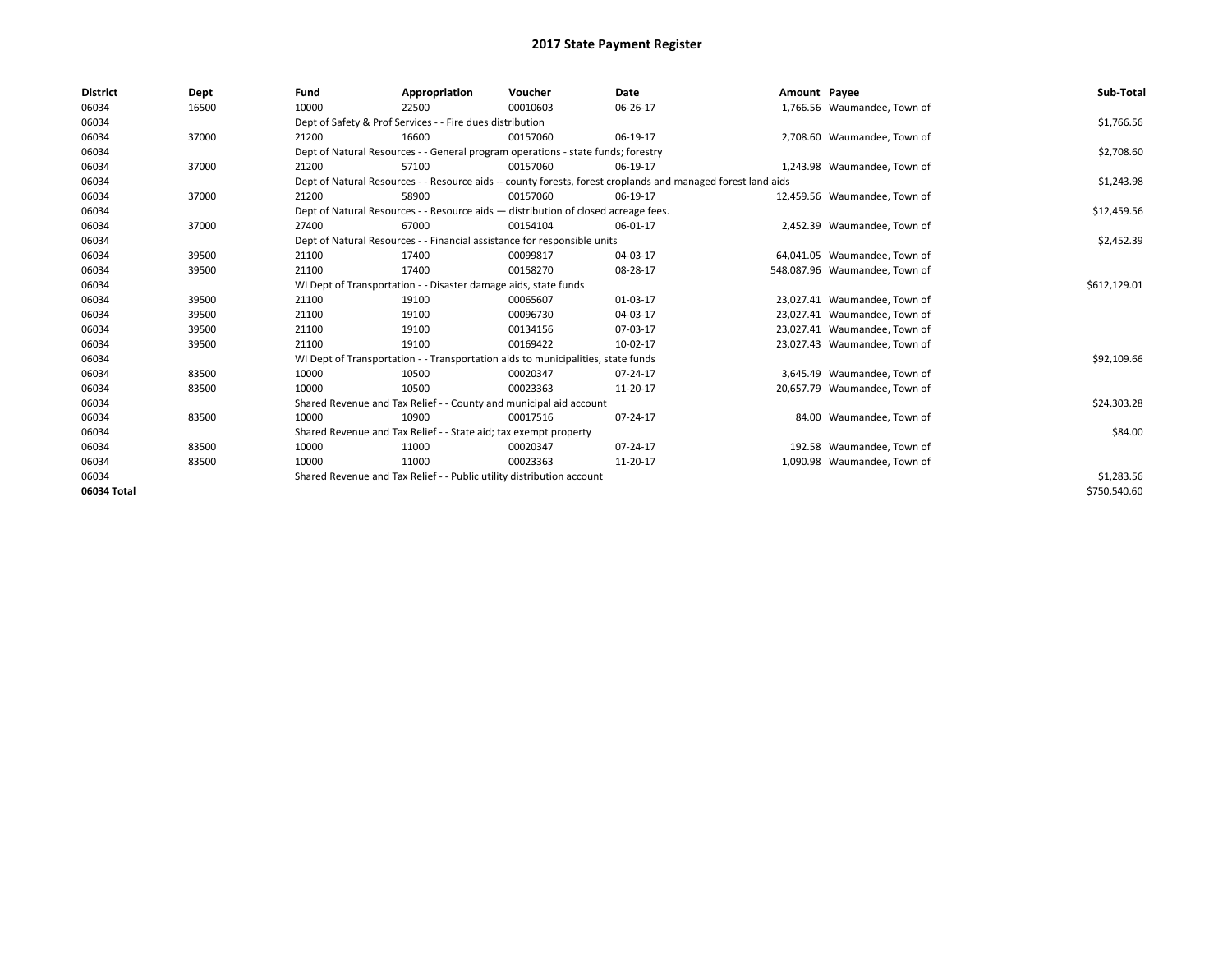# 2017 State Payment Register

| District | Dept | Fund | Appropriation | Voucher | Date | Amount | Payee | Sub-Total |
|---|---|---|---|---|---|---|---|---|
| 06034 | 16500 | 10000 | 22500 | 00010603 | 06-26-17 | 1,766.56 | Waumandee, Town of | |
| 06034 | | Dept of Safety & Prof Services - - Fire dues distribution | | | | | | $1,766.56 |
| 06034 | 37000 | 21200 | 16600 | 00157060 | 06-19-17 | 2,708.60 | Waumandee, Town of | |
| 06034 | | Dept of Natural Resources - - General program operations - state funds; forestry | | | | | | $2,708.60 |
| 06034 | 37000 | 21200 | 57100 | 00157060 | 06-19-17 | 1,243.98 | Waumandee, Town of | |
| 06034 | | Dept of Natural Resources - - Resource aids -- county forests, forest croplands and managed forest land aids | | | | | | $1,243.98 |
| 06034 | 37000 | 21200 | 58900 | 00157060 | 06-19-17 | 12,459.56 | Waumandee, Town of | |
| 06034 | | Dept of Natural Resources - - Resource aids — distribution of closed acreage fees. | | | | | | $12,459.56 |
| 06034 | 37000 | 27400 | 67000 | 00154104 | 06-01-17 | 2,452.39 | Waumandee, Town of | |
| 06034 | | Dept of Natural Resources - - Financial assistance for responsible units | | | | | | $2,452.39 |
| 06034 | 39500 | 21100 | 17400 | 00099817 | 04-03-17 | 64,041.05 | Waumandee, Town of | |
| 06034 | 39500 | 21100 | 17400 | 00158270 | 08-28-17 | 548,087.96 | Waumandee, Town of | |
| 06034 | | WI Dept of Transportation - - Disaster damage aids, state funds | | | | | | $612,129.01 |
| 06034 | 39500 | 21100 | 19100 | 00065607 | 01-03-17 | 23,027.41 | Waumandee, Town of | |
| 06034 | 39500 | 21100 | 19100 | 00096730 | 04-03-17 | 23,027.41 | Waumandee, Town of | |
| 06034 | 39500 | 21100 | 19100 | 00134156 | 07-03-17 | 23,027.41 | Waumandee, Town of | |
| 06034 | 39500 | 21100 | 19100 | 00169422 | 10-02-17 | 23,027.43 | Waumandee, Town of | |
| 06034 | | WI Dept of Transportation - - Transportation aids to municipalities, state funds | | | | | | $92,109.66 |
| 06034 | 83500 | 10000 | 10500 | 00020347 | 07-24-17 | 3,645.49 | Waumandee, Town of | |
| 06034 | 83500 | 10000 | 10500 | 00023363 | 11-20-17 | 20,657.79 | Waumandee, Town of | |
| 06034 | | Shared Revenue and Tax Relief - - County and municipal aid account | | | | | | $24,303.28 |
| 06034 | 83500 | 10000 | 10900 | 00017516 | 07-24-17 | 84.00 | Waumandee, Town of | |
| 06034 | | Shared Revenue and Tax Relief - - State aid; tax exempt property | | | | | | $84.00 |
| 06034 | 83500 | 10000 | 11000 | 00020347 | 07-24-17 | 192.58 | Waumandee, Town of | |
| 06034 | 83500 | 10000 | 11000 | 00023363 | 11-20-17 | 1,090.98 | Waumandee, Town of | |
| 06034 | | Shared Revenue and Tax Relief - - Public utility distribution account | | | | | | $1,283.56 |
| **06034 Total** | | | | | | | | $750,540.60 |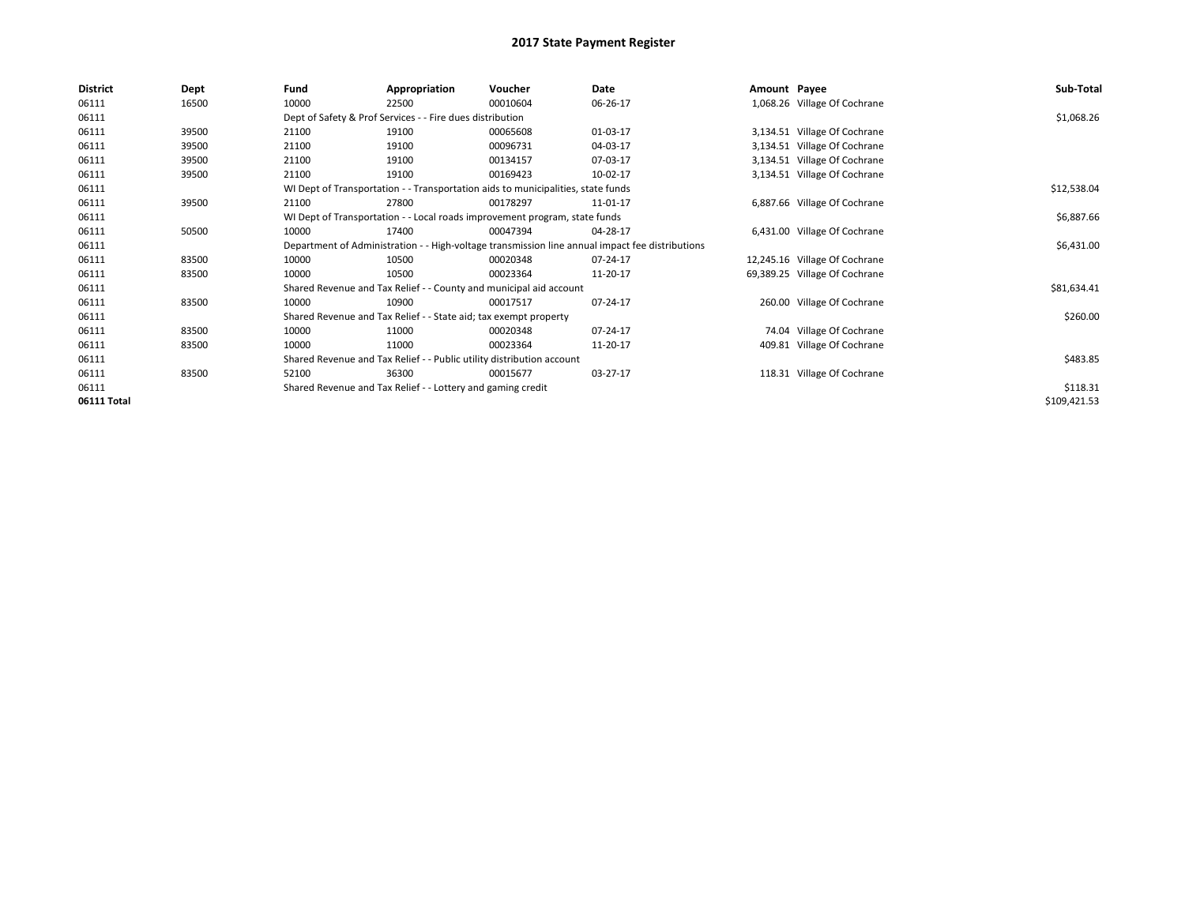# 2017 State Payment Register

| District | Dept | Fund | Appropriation | Voucher | Date | Amount | Payee | Sub-Total |
|---|---|---|---|---|---|---|---|---|
| 06111 | 16500 | 10000 | 22500 | 00010604 | 06-26-17 | 1,068.26 | Village Of Cochrane | |
| 06111 | | Dept of Safety & Prof Services - - Fire dues distribution | | | | | | $1,068.26 |
| 06111 | 39500 | 21100 | 19100 | 00065608 | 01-03-17 | 3,134.51 | Village Of Cochrane | |
| 06111 | 39500 | 21100 | 19100 | 00096731 | 04-03-17 | 3,134.51 | Village Of Cochrane | |
| 06111 | 39500 | 21100 | 19100 | 00134157 | 07-03-17 | 3,134.51 | Village Of Cochrane | |
| 06111 | 39500 | 21100 | 19100 | 00169423 | 10-02-17 | 3,134.51 | Village Of Cochrane | |
| 06111 | | WI Dept of Transportation - - Transportation aids to municipalities, state funds | | | | | | $12,538.04 |
| 06111 | 39500 | 21100 | 27800 | 00178297 | 11-01-17 | 6,887.66 | Village Of Cochrane | |
| 06111 | | WI Dept of Transportation - - Local roads improvement program, state funds | | | | | | $6,887.66 |
| 06111 | 50500 | 10000 | 17400 | 00047394 | 04-28-17 | 6,431.00 | Village Of Cochrane | |
| 06111 | | Department of Administration - - High-voltage transmission line annual impact fee distributions | | | | | | $6,431.00 |
| 06111 | 83500 | 10000 | 10500 | 00020348 | 07-24-17 | 12,245.16 | Village Of Cochrane | |
| 06111 | 83500 | 10000 | 10500 | 00023364 | 11-20-17 | 69,389.25 | Village Of Cochrane | |
| 06111 | | Shared Revenue and Tax Relief - - County and municipal aid account | | | | | | $81,634.41 |
| 06111 | 83500 | 10000 | 10900 | 00017517 | 07-24-17 | 260.00 | Village Of Cochrane | |
| 06111 | | Shared Revenue and Tax Relief - - State aid; tax exempt property | | | | | | $260.00 |
| 06111 | 83500 | 10000 | 11000 | 00020348 | 07-24-17 | 74.04 | Village Of Cochrane | |
| 06111 | 83500 | 10000 | 11000 | 00023364 | 11-20-17 | 409.81 | Village Of Cochrane | |
| 06111 | | Shared Revenue and Tax Relief - - Public utility distribution account | | | | | | $483.85 |
| 06111 | 83500 | 52100 | 36300 | 00015677 | 03-27-17 | 118.31 | Village Of Cochrane | |
| 06111 | | Shared Revenue and Tax Relief - - Lottery and gaming credit | | | | | | $118.31 |
| 06111 Total | | | | | | | | $109,421.53 |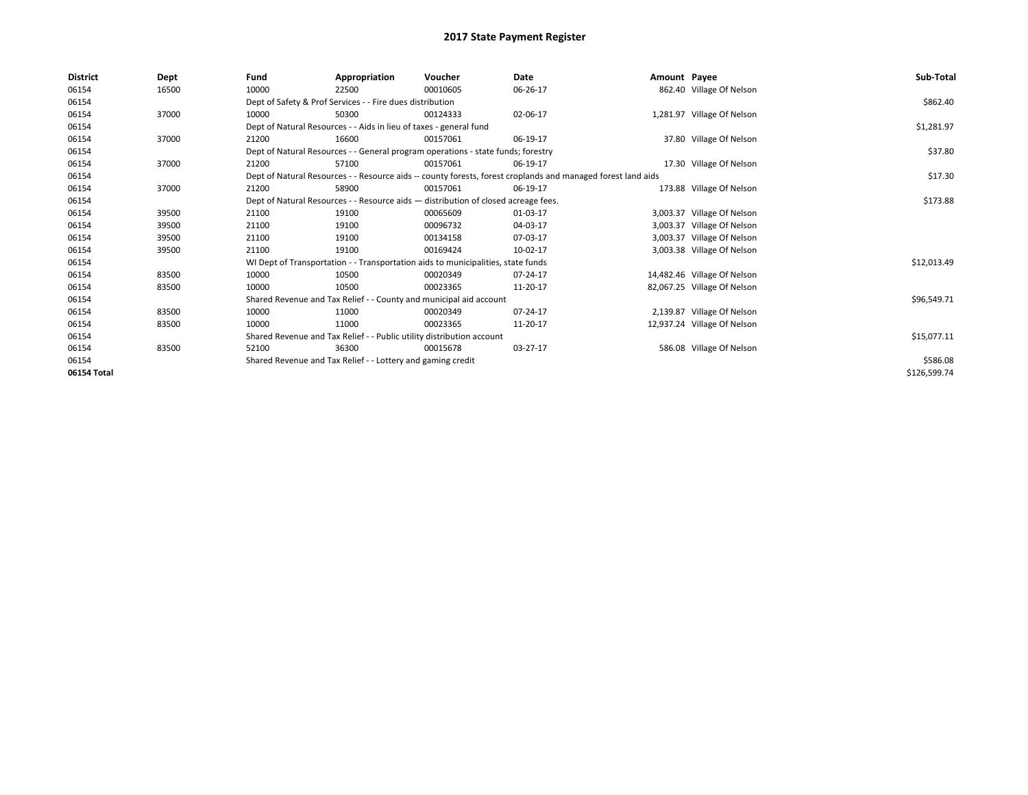# 2017 State Payment Register

| District | Dept | Fund | Appropriation | Voucher | Date | Amount | Payee | Sub-Total |
|---|---|---|---|---|---|---|---|---|
| 06154 | 16500 | 10000 | 22500 | 00010605 | 06-26-17 | 862.40 | Village Of Nelson | |
| 06154 | | Dept of Safety & Prof Services - - Fire dues distribution | | | | | | $862.40 |
| 06154 | 37000 | 10000 | 50300 | 00124333 | 02-06-17 | 1,281.97 | Village Of Nelson | |
| 06154 | | Dept of Natural Resources - - Aids in lieu of taxes - general fund | | | | | | $1,281.97 |
| 06154 | 37000 | 21200 | 16600 | 00157061 | 06-19-17 | 37.80 | Village Of Nelson | |
| 06154 | | Dept of Natural Resources - - General program operations - state funds; forestry | | | | | | $37.80 |
| 06154 | 37000 | 21200 | 57100 | 00157061 | 06-19-17 | 17.30 | Village Of Nelson | |
| 06154 | | Dept of Natural Resources - - Resource aids -- county forests, forest croplands and managed forest land aids | | | | | | $17.30 |
| 06154 | 37000 | 21200 | 58900 | 00157061 | 06-19-17 | 173.88 | Village Of Nelson | |
| 06154 | | Dept of Natural Resources - - Resource aids — distribution of closed acreage fees. | | | | | | $173.88 |
| 06154 | 39500 | 21100 | 19100 | 00065609 | 01-03-17 | 3,003.37 | Village Of Nelson | |
| 06154 | 39500 | 21100 | 19100 | 00096732 | 04-03-17 | 3,003.37 | Village Of Nelson | |
| 06154 | 39500 | 21100 | 19100 | 00134158 | 07-03-17 | 3,003.37 | Village Of Nelson | |
| 06154 | 39500 | 21100 | 19100 | 00169424 | 10-02-17 | 3,003.38 | Village Of Nelson | |
| 06154 | | WI Dept of Transportation - - Transportation aids to municipalities, state funds | | | | | | $12,013.49 |
| 06154 | 83500 | 10000 | 10500 | 00020349 | 07-24-17 | 14,482.46 | Village Of Nelson | |
| 06154 | 83500 | 10000 | 10500 | 00023365 | 11-20-17 | 82,067.25 | Village Of Nelson | |
| 06154 | | Shared Revenue and Tax Relief - - County and municipal aid account | | | | | | $96,549.71 |
| 06154 | 83500 | 10000 | 11000 | 00020349 | 07-24-17 | 2,139.87 | Village Of Nelson | |
| 06154 | 83500 | 10000 | 11000 | 00023365 | 11-20-17 | 12,937.24 | Village Of Nelson | |
| 06154 | | Shared Revenue and Tax Relief - - Public utility distribution account | | | | | | $15,077.11 |
| 06154 | 83500 | 52100 | 36300 | 00015678 | 03-27-17 | 586.08 | Village Of Nelson | |
| 06154 | | Shared Revenue and Tax Relief - - Lottery and gaming credit | | | | | | $586.08 |
| 06154 Total | | | | | | | | $126,599.74 |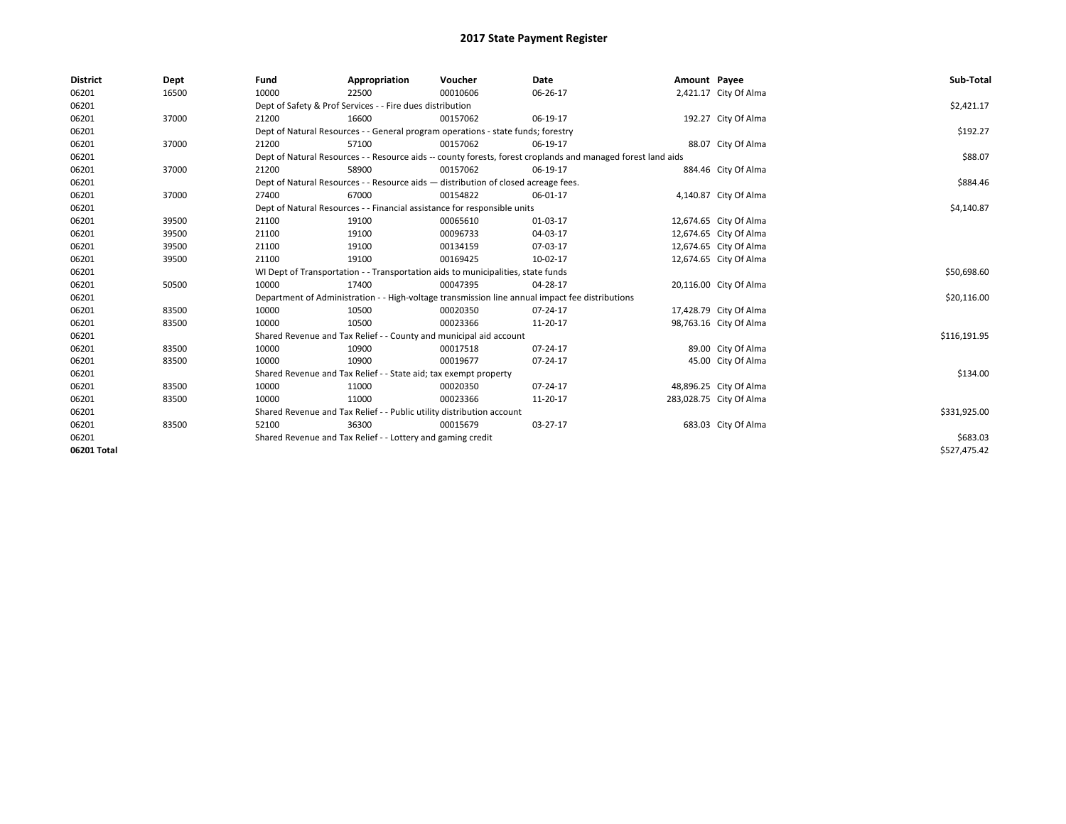# 2017 State Payment Register

| District | Dept | Fund | Appropriation | Voucher | Date | Amount | Payee | Sub-Total |
|---|---|---|---|---|---|---|---|---|
| 06201 | 16500 | 10000 | 22500 | 00010606 | 06-26-17 | 2,421.17 | City Of Alma | |
| 06201 | | Dept of Safety & Prof Services - - Fire dues distribution | | | | | | $2,421.17 |
| 06201 | 37000 | 21200 | 16600 | 00157062 | 06-19-17 | 192.27 | City Of Alma | |
| 06201 | | Dept of Natural Resources - - General program operations - state funds; forestry | | | | | | $192.27 |
| 06201 | 37000 | 21200 | 57100 | 00157062 | 06-19-17 | 88.07 | City Of Alma | |
| 06201 | | Dept of Natural Resources - - Resource aids -- county forests, forest croplands and managed forest land aids | | | | | | $88.07 |
| 06201 | 37000 | 21200 | 58900 | 00157062 | 06-19-17 | 884.46 | City Of Alma | |
| 06201 | | Dept of Natural Resources - - Resource aids — distribution of closed acreage fees. | | | | | | $884.46 |
| 06201 | 37000 | 27400 | 67000 | 00154822 | 06-01-17 | 4,140.87 | City Of Alma | |
| 06201 | | Dept of Natural Resources - - Financial assistance for responsible units | | | | | | $4,140.87 |
| 06201 | 39500 | 21100 | 19100 | 00065610 | 01-03-17 | 12,674.65 | City Of Alma | |
| 06201 | 39500 | 21100 | 19100 | 00096733 | 04-03-17 | 12,674.65 | City Of Alma | |
| 06201 | 39500 | 21100 | 19100 | 00134159 | 07-03-17 | 12,674.65 | City Of Alma | |
| 06201 | 39500 | 21100 | 19100 | 00169425 | 10-02-17 | 12,674.65 | City Of Alma | |
| 06201 | | WI Dept of Transportation - - Transportation aids to municipalities, state funds | | | | | | $50,698.60 |
| 06201 | 50500 | 10000 | 17400 | 00047395 | 04-28-17 | 20,116.00 | City Of Alma | |
| 06201 | | Department of Administration - - High-voltage transmission line annual impact fee distributions | | | | | | $20,116.00 |
| 06201 | 83500 | 10000 | 10500 | 00020350 | 07-24-17 | 17,428.79 | City Of Alma | |
| 06201 | 83500 | 10000 | 10500 | 00023366 | 11-20-17 | 98,763.16 | City Of Alma | |
| 06201 | | Shared Revenue and Tax Relief - - County and municipal aid account | | | | | | $116,191.95 |
| 06201 | 83500 | 10000 | 10900 | 00017518 | 07-24-17 | 89.00 | City Of Alma | |
| 06201 | 83500 | 10000 | 10900 | 00019677 | 07-24-17 | 45.00 | City Of Alma | |
| 06201 | | Shared Revenue and Tax Relief - - State aid; tax exempt property | | | | | | $134.00 |
| 06201 | 83500 | 10000 | 11000 | 00020350 | 07-24-17 | 48,896.25 | City Of Alma | |
| 06201 | 83500 | 10000 | 11000 | 00023366 | 11-20-17 | 283,028.75 | City Of Alma | |
| 06201 | | Shared Revenue and Tax Relief - - Public utility distribution account | | | | | | $331,925.00 |
| 06201 | 83500 | 52100 | 36300 | 00015679 | 03-27-17 | 683.03 | City Of Alma | |
| 06201 | | Shared Revenue and Tax Relief - - Lottery and gaming credit | | | | | | $683.03 |
| **06201 Total** | | | | | | | | $527,475.42 |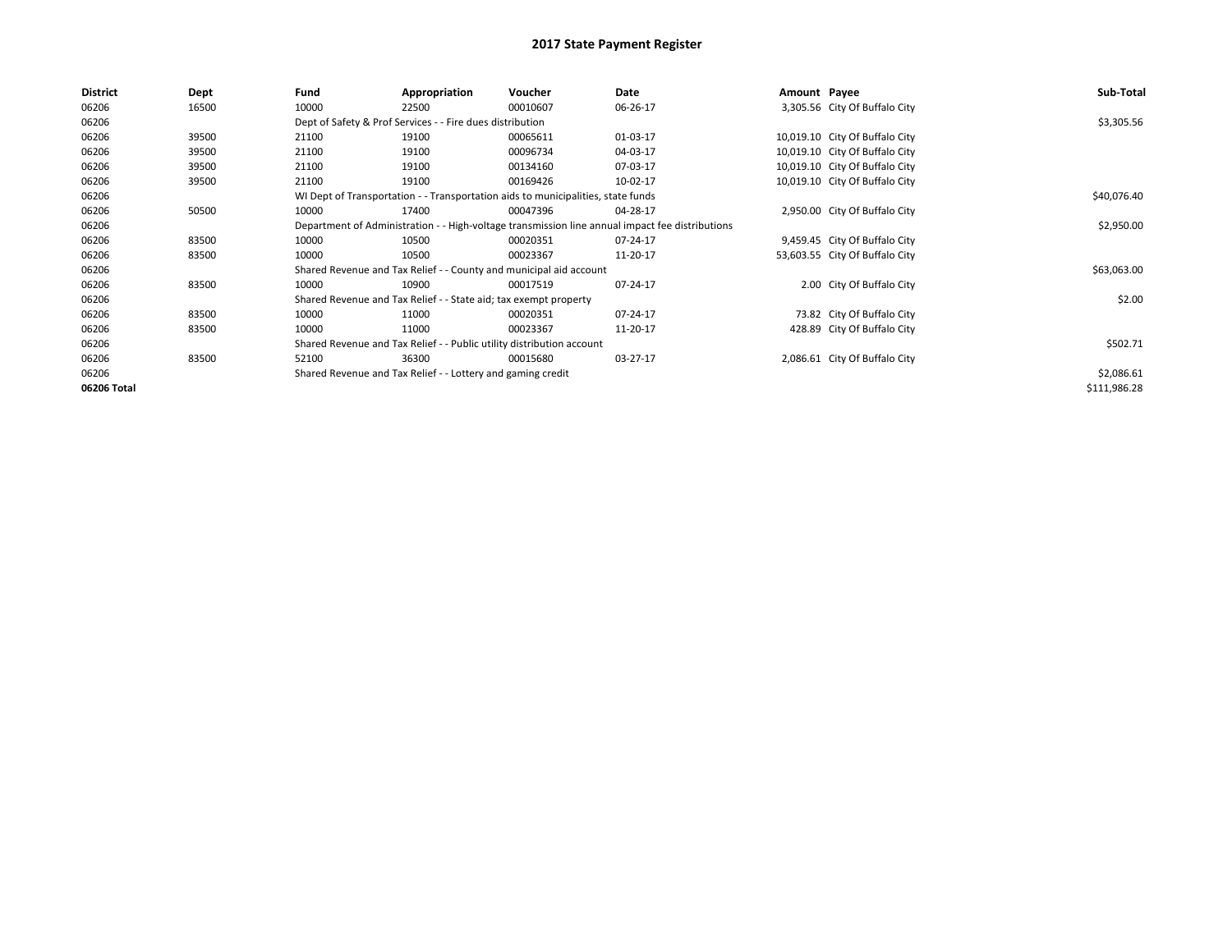# 2017 State Payment Register

| District | Dept | Fund | Appropriation | Voucher | Date | Amount | Payee | Sub-Total |
|---|---|---|---|---|---|---|---|---|
| 06206 | 16500 | 10000 | 22500 | 00010607 | 06-26-17 | 3,305.56 | City Of Buffalo City | |
| 06206 | | Dept of Safety & Prof Services - - Fire dues distribution | | | | | | $3,305.56 |
| 06206 | 39500 | 21100 | 19100 | 00065611 | 01-03-17 | 10,019.10 | City Of Buffalo City | |
| 06206 | 39500 | 21100 | 19100 | 00096734 | 04-03-17 | 10,019.10 | City Of Buffalo City | |
| 06206 | 39500 | 21100 | 19100 | 00134160 | 07-03-17 | 10,019.10 | City Of Buffalo City | |
| 06206 | 39500 | 21100 | 19100 | 00169426 | 10-02-17 | 10,019.10 | City Of Buffalo City | |
| 06206 | | WI Dept of Transportation - - Transportation aids to municipalities, state funds | | | | | | $40,076.40 |
| 06206 | 50500 | 10000 | 17400 | 00047396 | 04-28-17 | 2,950.00 | City Of Buffalo City | |
| 06206 | | Department of Administration - - High-voltage transmission line annual impact fee distributions | | | | | | $2,950.00 |
| 06206 | 83500 | 10000 | 10500 | 00020351 | 07-24-17 | 9,459.45 | City Of Buffalo City | |
| 06206 | 83500 | 10000 | 10500 | 00023367 | 11-20-17 | 53,603.55 | City Of Buffalo City | |
| 06206 | | Shared Revenue and Tax Relief - - County and municipal aid account | | | | | | $63,063.00 |
| 06206 | 83500 | 10000 | 10900 | 00017519 | 07-24-17 | 2.00 | City Of Buffalo City | |
| 06206 | | Shared Revenue and Tax Relief - - State aid; tax exempt property | | | | | | $2.00 |
| 06206 | 83500 | 10000 | 11000 | 00020351 | 07-24-17 | 73.82 | City Of Buffalo City | |
| 06206 | 83500 | 10000 | 11000 | 00023367 | 11-20-17 | 428.89 | City Of Buffalo City | |
| 06206 | | Shared Revenue and Tax Relief - - Public utility distribution account | | | | | | $502.71 |
| 06206 | 83500 | 52100 | 36300 | 00015680 | 03-27-17 | 2,086.61 | City Of Buffalo City | |
| 06206 | | Shared Revenue and Tax Relief - - Lottery and gaming credit | | | | | | $2,086.61 |
| **06206 Total** | | | | | | | | $111,986.28 |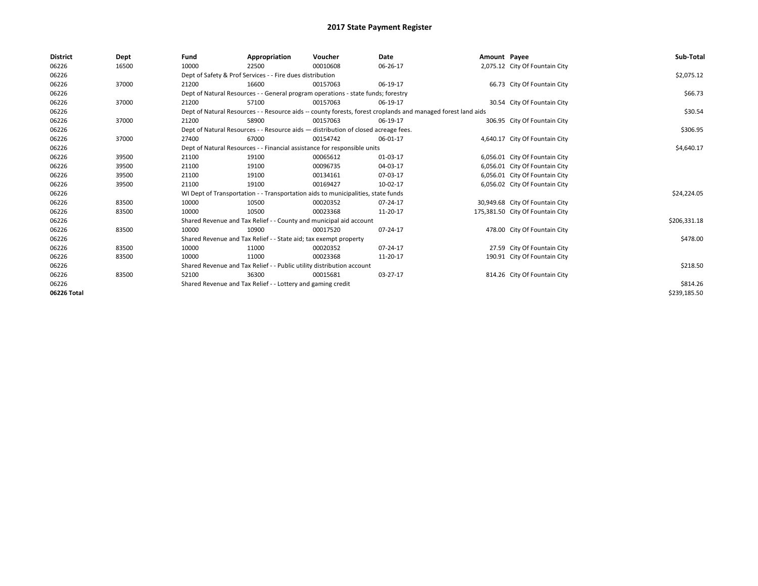# 2017 State Payment Register

| District | Dept | Fund | Appropriation | Voucher | Date | Amount | Payee | Sub-Total |
|---|---|---|---|---|---|---|---|---|
| 06226 | 16500 | 10000 | 22500 | 00010608 | 06-26-17 | 2,075.12 | City Of Fountain City | |
| 06226 | | Dept of Safety & Prof Services - - Fire dues distribution | | | | | | $2,075.12 |
| 06226 | 37000 | 21200 | 16600 | 00157063 | 06-19-17 | 66.73 | City Of Fountain City | |
| 06226 | | Dept of Natural Resources - - General program operations - state funds; forestry | | | | | | $66.73 |
| 06226 | 37000 | 21200 | 57100 | 00157063 | 06-19-17 | 30.54 | City Of Fountain City | |
| 06226 | | Dept of Natural Resources - - Resource aids -- county forests, forest croplands and managed forest land aids | | | | | | $30.54 |
| 06226 | 37000 | 21200 | 58900 | 00157063 | 06-19-17 | 306.95 | City Of Fountain City | |
| 06226 | | Dept of Natural Resources - - Resource aids — distribution of closed acreage fees. | | | | | | $306.95 |
| 06226 | 37000 | 27400 | 67000 | 00154742 | 06-01-17 | 4,640.17 | City Of Fountain City | |
| 06226 | | Dept of Natural Resources - - Financial assistance for responsible units | | | | | | $4,640.17 |
| 06226 | 39500 | 21100 | 19100 | 00065612 | 01-03-17 | 6,056.01 | City Of Fountain City | |
| 06226 | 39500 | 21100 | 19100 | 00096735 | 04-03-17 | 6,056.01 | City Of Fountain City | |
| 06226 | 39500 | 21100 | 19100 | 00134161 | 07-03-17 | 6,056.01 | City Of Fountain City | |
| 06226 | 39500 | 21100 | 19100 | 00169427 | 10-02-17 | 6,056.02 | City Of Fountain City | |
| 06226 | | WI Dept of Transportation - - Transportation aids to municipalities, state funds | | | | | | $24,224.05 |
| 06226 | 83500 | 10000 | 10500 | 00020352 | 07-24-17 | 30,949.68 | City Of Fountain City | |
| 06226 | 83500 | 10000 | 10500 | 00023368 | 11-20-17 | 175,381.50 | City Of Fountain City | |
| 06226 | | Shared Revenue and Tax Relief - - County and municipal aid account | | | | | | $206,331.18 |
| 06226 | 83500 | 10000 | 10900 | 00017520 | 07-24-17 | 478.00 | City Of Fountain City | |
| 06226 | | Shared Revenue and Tax Relief - - State aid; tax exempt property | | | | | | $478.00 |
| 06226 | 83500 | 10000 | 11000 | 00020352 | 07-24-17 | 27.59 | City Of Fountain City | |
| 06226 | 83500 | 10000 | 11000 | 00023368 | 11-20-17 | 190.91 | City Of Fountain City | |
| 06226 | | Shared Revenue and Tax Relief - - Public utility distribution account | | | | | | $218.50 |
| 06226 | 83500 | 52100 | 36300 | 00015681 | 03-27-17 | 814.26 | City Of Fountain City | |
| 06226 | | Shared Revenue and Tax Relief - - Lottery and gaming credit | | | | | | $814.26 |
| 06226 Total | | | | | | | | $239,185.50 |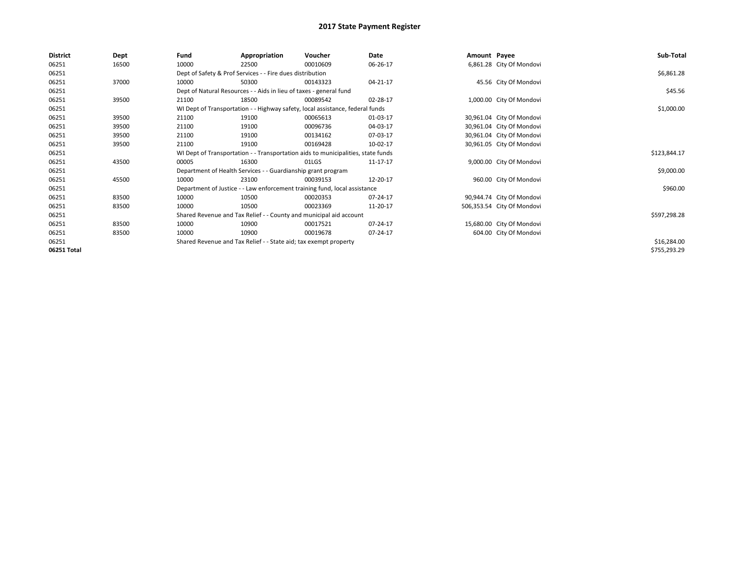# 2017 State Payment Register

| District | Dept | Fund | Appropriation | Voucher | Date | Amount | Payee | Sub-Total |
|---|---|---|---|---|---|---|---|---|
| 06251 | 16500 | 10000 | 22500 | 00010609 | 06-26-17 | 6,861.28 | City Of Mondovi | |
| 06251 | | Dept of Safety & Prof Services - - Fire dues distribution | | | | | | $6,861.28 |
| 06251 | 37000 | 10000 | 50300 | 00143323 | 04-21-17 | 45.56 | City Of Mondovi | |
| 06251 | | Dept of Natural Resources - - Aids in lieu of taxes - general fund | | | | | | $45.56 |
| 06251 | 39500 | 21100 | 18500 | 00089542 | 02-28-17 | 1,000.00 | City Of Mondovi | |
| 06251 | | WI Dept of Transportation - - Highway safety, local assistance, federal funds | | | | | | $1,000.00 |
| 06251 | 39500 | 21100 | 19100 | 00065613 | 01-03-17 | 30,961.04 | City Of Mondovi | |
| 06251 | 39500 | 21100 | 19100 | 00096736 | 04-03-17 | 30,961.04 | City Of Mondovi | |
| 06251 | 39500 | 21100 | 19100 | 00134162 | 07-03-17 | 30,961.04 | City Of Mondovi | |
| 06251 | 39500 | 21100 | 19100 | 00169428 | 10-02-17 | 30,961.05 | City Of Mondovi | |
| 06251 | | WI Dept of Transportation - - Transportation aids to municipalities, state funds | | | | | | $123,844.17 |
| 06251 | 43500 | 00005 | 16300 | 01LGS | 11-17-17 | 9,000.00 | City Of Mondovi | |
| 06251 | | Department of Health Services - - Guardianship grant program | | | | | | $9,000.00 |
| 06251 | 45500 | 10000 | 23100 | 00039153 | 12-20-17 | 960.00 | City Of Mondovi | |
| 06251 | | Department of Justice - - Law enforcement training fund, local assistance | | | | | | $960.00 |
| 06251 | 83500 | 10000 | 10500 | 00020353 | 07-24-17 | 90,944.74 | City Of Mondovi | |
| 06251 | 83500 | 10000 | 10500 | 00023369 | 11-20-17 | 506,353.54 | City Of Mondovi | |
| 06251 | | Shared Revenue and Tax Relief - - County and municipal aid account | | | | | | $597,298.28 |
| 06251 | 83500 | 10000 | 10900 | 00017521 | 07-24-17 | 15,680.00 | City Of Mondovi | |
| 06251 | 83500 | 10000 | 10900 | 00019678 | 07-24-17 | 604.00 | City Of Mondovi | |
| 06251 | | Shared Revenue and Tax Relief - - State aid; tax exempt property | | | | | | $16,284.00 |
| **06251 Total** | | | | | | | | $755,293.29 |